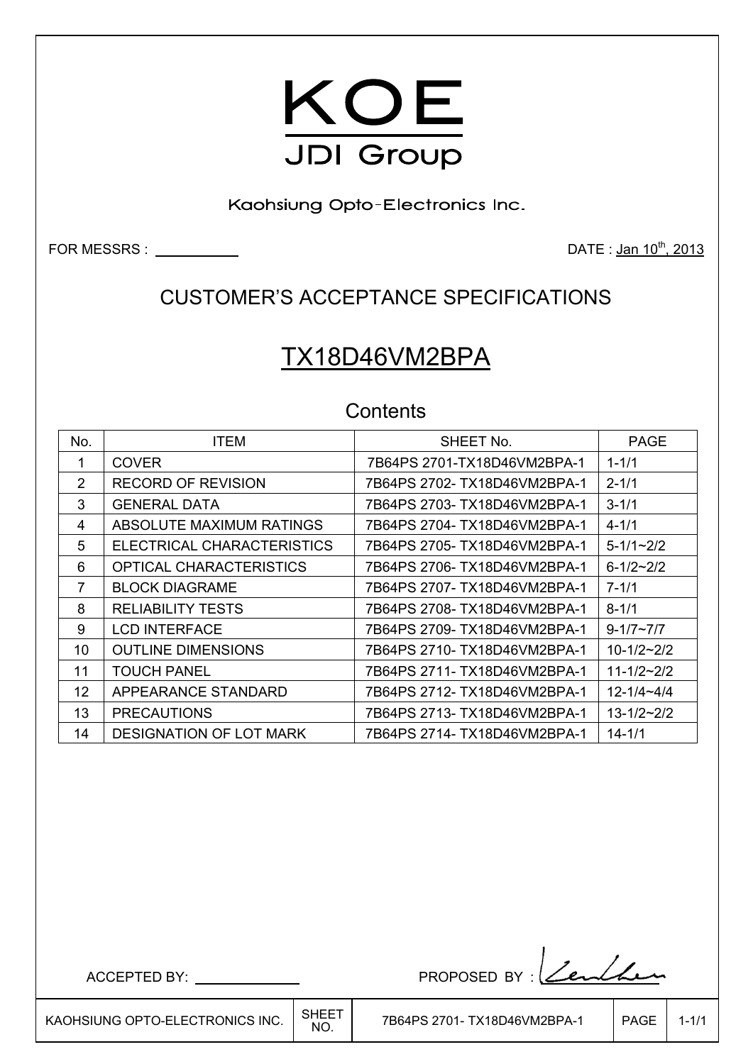# KOE

JDI Group

Kaohsiung Opto-Electronics Inc.

FOR MESSRS : ____________  DATE : Jan 10th, 2013

## CUSTOMER'S ACCEPTANCE SPECIFICATIONS

# TX18D46VM2BPA

## Contents

| No. | ITEM | SHEET No. | PAGE |
|---|---|---|---|
| 1 | COVER | 7B64PS 2701-TX18D46VM2BPA-1 | 1-1/1 |
| 2 | RECORD OF REVISION | 7B64PS 2702- TX18D46VM2BPA-1 | 2-1/1 |
| 3 | GENERAL DATA | 7B64PS 2703- TX18D46VM2BPA-1 | 3-1/1 |
| 4 | ABSOLUTE MAXIMUM RATINGS | 7B64PS 2704- TX18D46VM2BPA-1 | 4-1/1 |
| 5 | ELECTRICAL CHARACTERISTICS | 7B64PS 2705- TX18D46VM2BPA-1 | 5-1/1~2/2 |
| 6 | OPTICAL CHARACTERISTICS | 7B64PS 2706- TX18D46VM2BPA-1 | 6-1/2~2/2 |
| 7 | BLOCK DIAGRAME | 7B64PS 2707- TX18D46VM2BPA-1 | 7-1/1 |
| 8 | RELIABILITY TESTS | 7B64PS 2708- TX18D46VM2BPA-1 | 8-1/1 |
| 9 | LCD INTERFACE | 7B64PS 2709- TX18D46VM2BPA-1 | 9-1/7~7/7 |
| 10 | OUTLINE DIMENSIONS | 7B64PS 2710- TX18D46VM2BPA-1 | 10-1/2~2/2 |
| 11 | TOUCH PANEL | 7B64PS 2711- TX18D46VM2BPA-1 | 11-1/2~2/2 |
| 12 | APPEARANCE STANDARD | 7B64PS 2712- TX18D46VM2BPA-1 | 12-1/4~4/4 |
| 13 | PRECAUTIONS | 7B64PS 2713- TX18D46VM2BPA-1 | 13-1/2~2/2 |
| 14 | DESIGNATION OF LOT MARK | 7B64PS 2714- TX18D46VM2BPA-1 | 14-1/1 |

ACCEPTED BY: ____________

PROPOSED BY :

| KAOHSIUNG OPTO-ELECTRONICS INC. | SHEET NO. | 7B64PS 2701- TX18D46VM2BPA-1 | PAGE | 1-1/1 |
|---|---|---|---|---|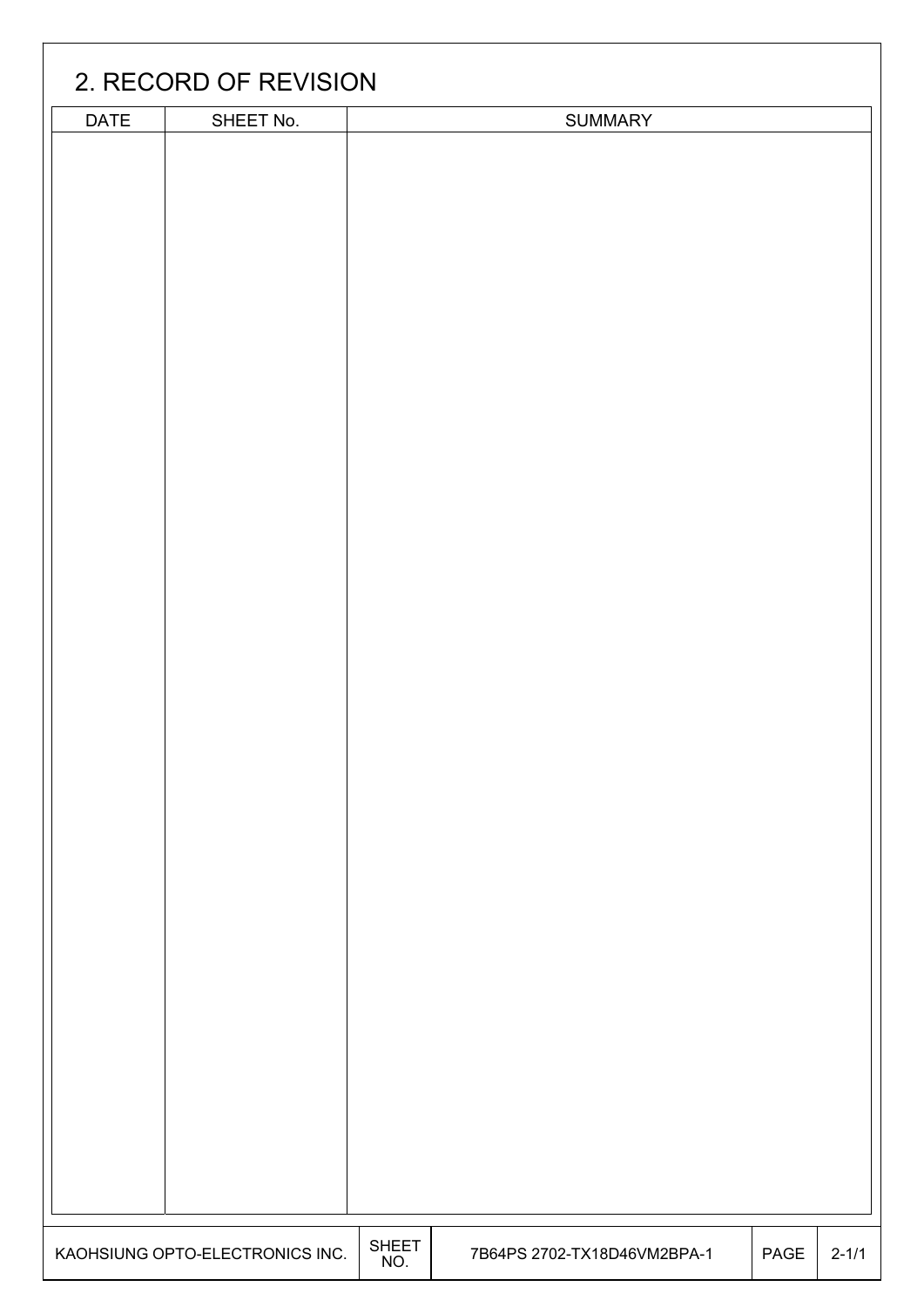## 2. RECORD OF REVISION

| DATE | SHEET No. | SUMMARY |
|---|---|---|
| | | |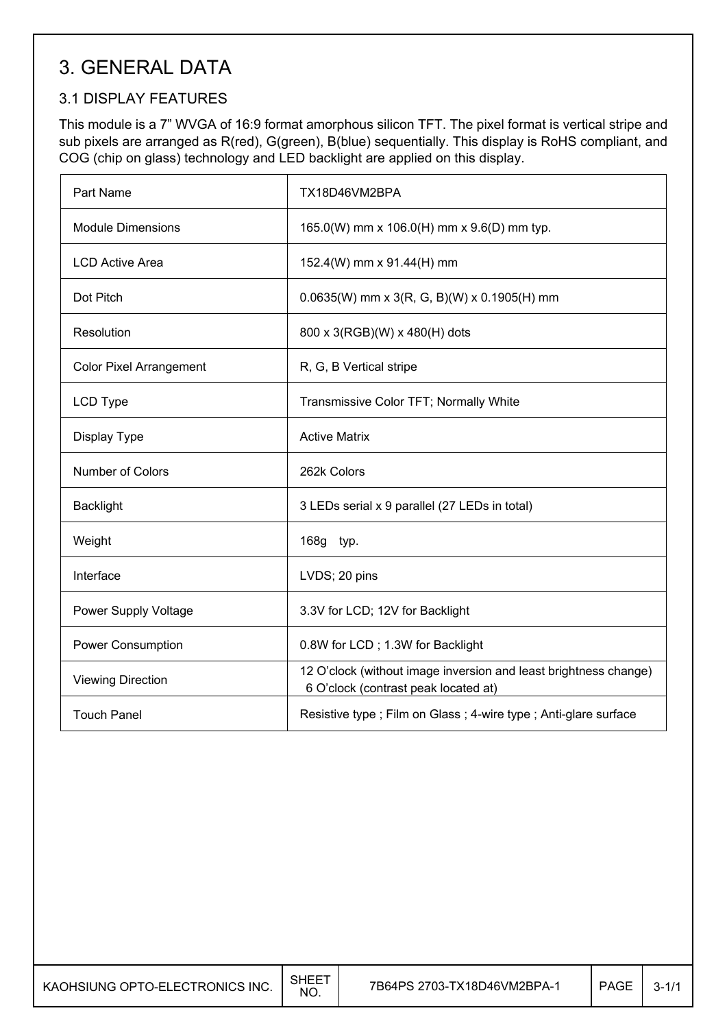# 3. GENERAL DATA

## 3.1 DISPLAY FEATURES

This module is a 7" WVGA of 16:9 format amorphous silicon TFT. The pixel format is vertical stripe and sub pixels are arranged as R(red), G(green), B(blue) sequentially. This display is RoHS compliant, and COG (chip on glass) technology and LED backlight are applied on this display.

| Part Name | TX18D46VM2BPA |
|---|---|
| Module Dimensions | 165.0(W) mm x 106.0(H) mm x 9.6(D) mm typ. |
| LCD Active Area | 152.4(W) mm x 91.44(H) mm |
| Dot Pitch | 0.0635(W) mm x 3(R, G, B)(W) x 0.1905(H) mm |
| Resolution | 800 x 3(RGB)(W) x 480(H) dots |
| Color Pixel Arrangement | R, G, B Vertical stripe |
| LCD Type | Transmissive Color TFT; Normally White |
| Display Type | Active Matrix |
| Number of Colors | 262k Colors |
| Backlight | 3 LEDs serial x 9 parallel (27 LEDs in total) |
| Weight | 168g typ. |
| Interface | LVDS; 20 pins |
| Power Supply Voltage | 3.3V for LCD; 12V for Backlight |
| Power Consumption | 0.8W for LCD ; 1.3W for Backlight |
| Viewing Direction | 12 O'clock (without image inversion and least brightness change)<br>6 O'clock (contrast peak located at) |
| Touch Panel | Resistive type ; Film on Glass ; 4-wire type ; Anti-glare surface |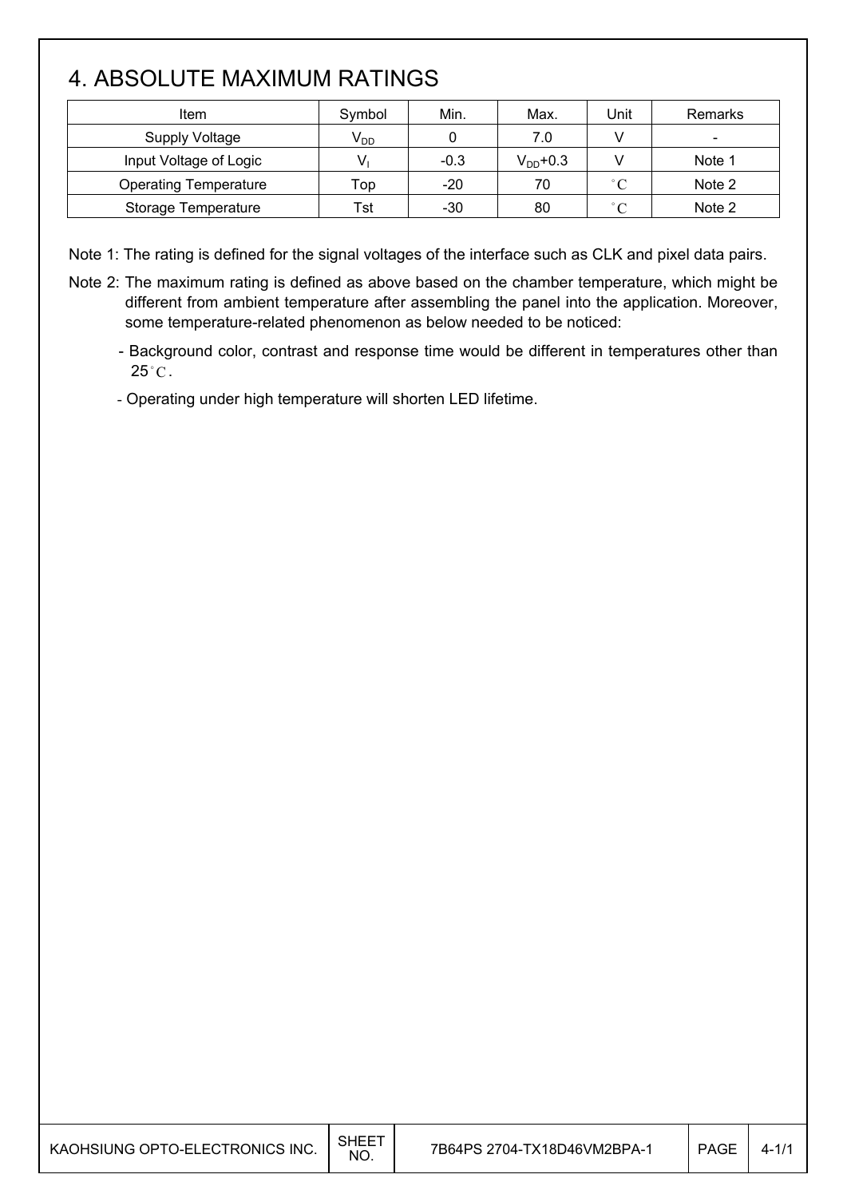# 4. ABSOLUTE MAXIMUM RATINGS

| Item | Symbol | Min. | Max. | Unit | Remarks |
|---|---|---|---|---|---|
| Supply Voltage | $V_{DD}$ | 0 | 7.0 | V | - |
| Input Voltage of Logic | $V_I$ | -0.3 | $V_{DD}$+0.3 | V | Note 1 |
| Operating Temperature | Top | -20 | 70 | °C | Note 2 |
| Storage Temperature | Tst | -30 | 80 | °C | Note 2 |

Note 1: The rating is defined for the signal voltages of the interface such as CLK and pixel data pairs.

Note 2: The maximum rating is defined as above based on the chamber temperature, which might be different from ambient temperature after assembling the panel into the application. Moreover, some temperature-related phenomenon as below needed to be noticed:

- Background color, contrast and response time would be different in temperatures other than 25°C.
- Operating under high temperature will shorten LED lifetime.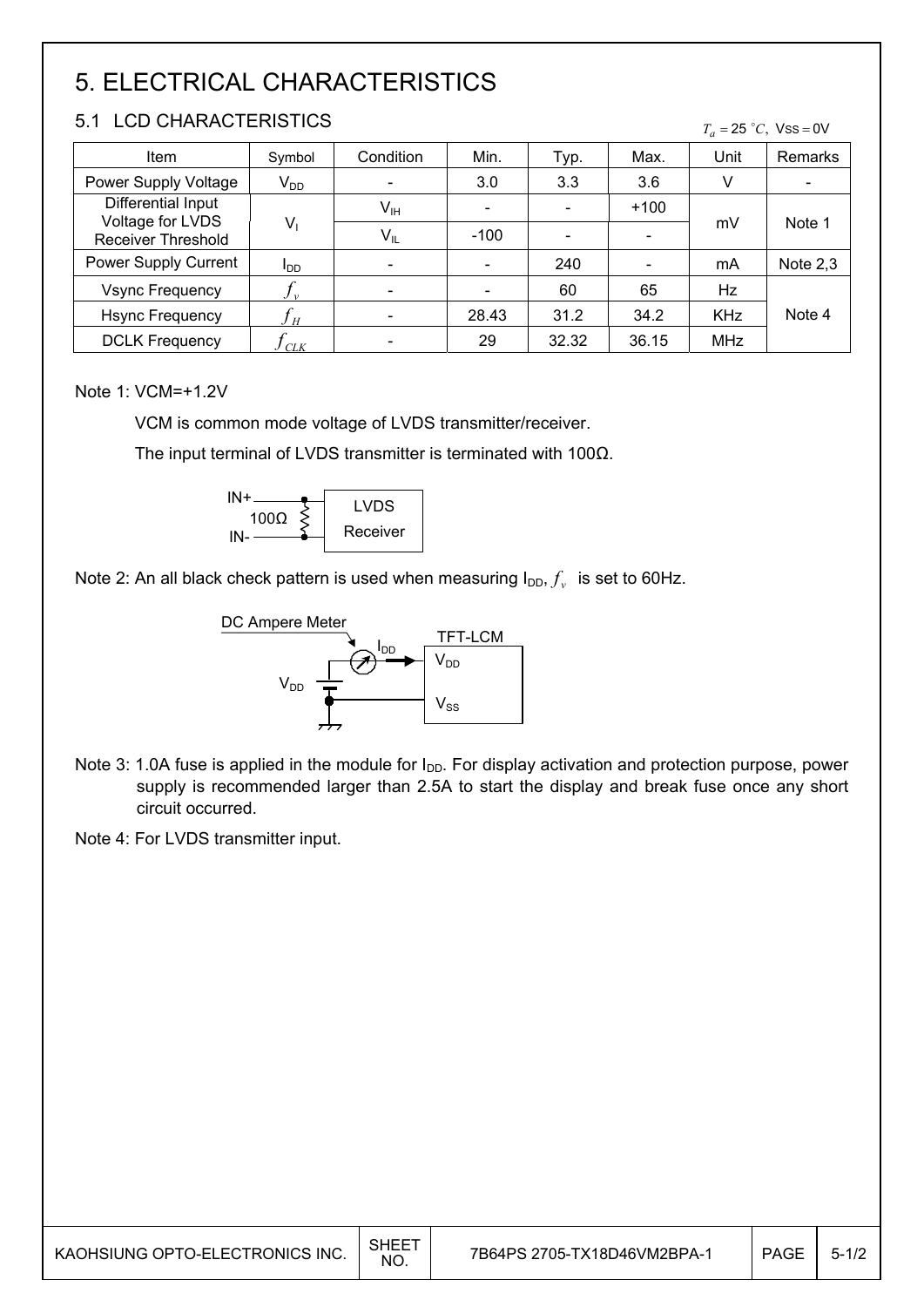# 5. ELECTRICAL CHARACTERISTICS

## 5.1 LCD CHARACTERISTICS

$T_a = 25\ ^\circ C$, VSS = 0V

| Item | Symbol | Condition | Min. | Typ. | Max. | Unit | Remarks |
|---|---|---|---|---|---|---|---|
| Power Supply Voltage | $V_{DD}$ | - | 3.0 | 3.3 | 3.6 | V | - |
| Differential Input Voltage for LVDS Receiver Threshold | $V_I$ | $V_{IH}$ | - | - | +100 | mV | Note 1 |
| | | $V_{IL}$ | -100 | - | - | | |
| Power Supply Current | $I_{DD}$ | - | - | 240 | - | mA | Note 2,3 |
| Vsync Frequency | $f_v$ | - | - | 60 | 65 | Hz | Note 4 |
| Hsync Frequency | $f_H$ | - | 28.43 | 31.2 | 34.2 | KHz | |
| DCLK Frequency | $f_{CLK}$ | - | 29 | 32.32 | 36.15 | MHz | |

Note 1: VCM=+1.2V

VCM is common mode voltage of LVDS transmitter/receiver.

The input terminal of LVDS transmitter is terminated with 100Ω.

IN+ / IN- — 100Ω — LVDS Receiver

Note 2: An all black check pattern is used when measuring $I_{DD}$, $f_v$ is set to 60Hz.

DC Ampere Meter, $I_{DD}$, $V_{DD}$, TFT-LCM ($V_{DD}$, $V_{SS}$)

Note 3: 1.0A fuse is applied in the module for $I_{DD}$. For display activation and protection purpose, power supply is recommended larger than 2.5A to start the display and break fuse once any short circuit occurred.

Note 4: For LVDS transmitter input.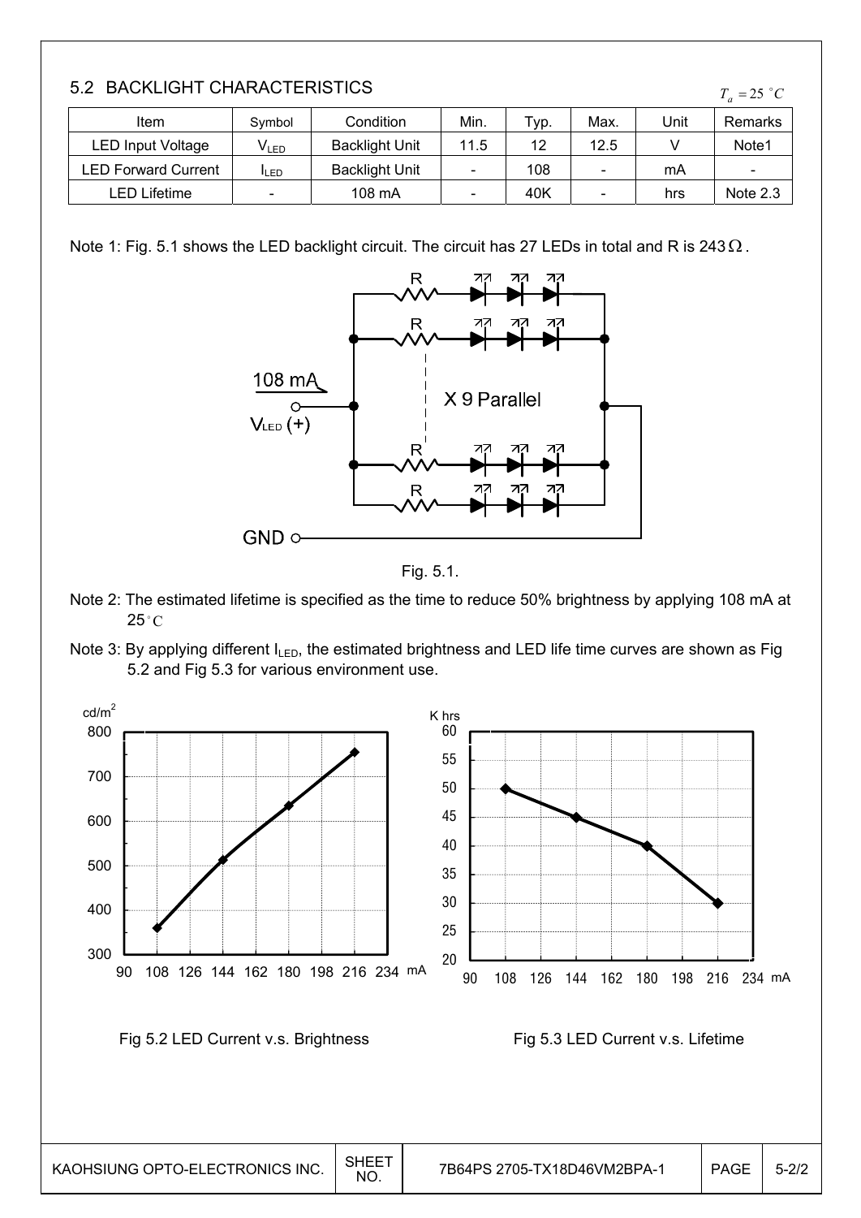## 5.2 BACKLIGHT CHARACTERISTICS

$T_a = 25\ ^\circ C$

| Item | Symbol | Condition | Min. | Typ. | Max. | Unit | Remarks |
|---|---|---|---|---|---|---|---|
| LED Input Voltage | $V_{LED}$ | Backlight Unit | 11.5 | 12 | 12.5 | V | Note1 |
| LED Forward Current | $I_{LED}$ | Backlight Unit | - | 108 | - | mA | - |
| LED Lifetime | - | 108 mA | - | 40K | - | hrs | Note 2.3 |

Note 1: Fig. 5.1 shows the LED backlight circuit. The circuit has 27 LEDs in total and R is 243Ω.

Fig. 5.1.

Note 2: The estimated lifetime is specified as the time to reduce 50% brightness by applying 108 mA at 25°C

Note 3: By applying different $I_{LED}$, the estimated brightness and LED life time curves are shown as Fig 5.2 and Fig 5.3 for various environment use.

Fig 5.2 LED Current v.s. Brightness

Fig 5.3 LED Current v.s. Lifetime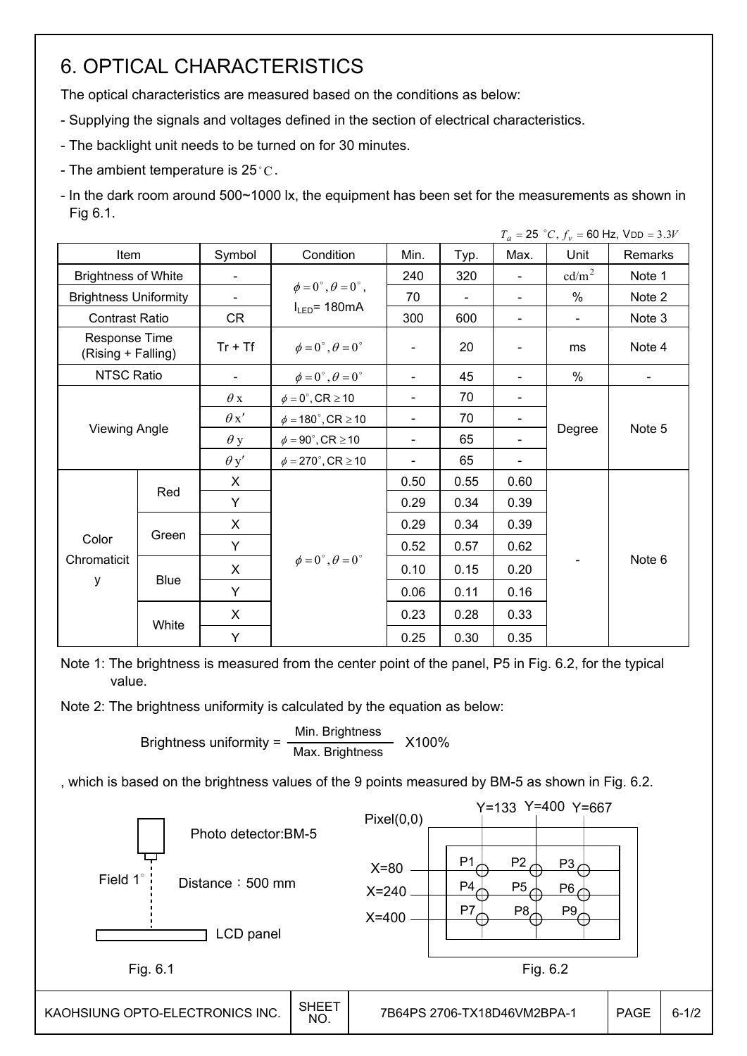# 6. OPTICAL CHARACTERISTICS

The optical characteristics are measured based on the conditions as below:

- Supplying the signals and voltages defined in the section of electrical characteristics.
- The backlight unit needs to be turned on for 30 minutes.
- The ambient temperature is 25$^{\circ}C$.
- In the dark room around 500~1000 lx, the equipment has been set for the measurements as shown in Fig 6.1.

$T_a = 25\ ^{\circ}C$, $f_v = 60$ Hz, $V_{DD} = 3.3V$

| Item | | Symbol | Condition | Min. | Typ. | Max. | Unit | Remarks |
|---|---|---|---|---|---|---|---|---|
| Brightness of White | | - | $\phi = 0^{\circ}, \theta = 0^{\circ}$, $I_{LED}$= 180mA | 240 | 320 | - | $cd/m^2$ | Note 1 |
| Brightness Uniformity | | - | | 70 | - | - | % | Note 2 |
| Contrast Ratio | | CR | | 300 | 600 | - | - | Note 3 |
| Response Time (Rising + Falling) | | Tr + Tf | $\phi = 0^{\circ}, \theta = 0^{\circ}$ | - | 20 | - | ms | Note 4 |
| NTSC Ratio | | - | $\phi = 0^{\circ}, \theta = 0^{\circ}$ | - | 45 | - | % | - |
| Viewing Angle | | $\theta x$ | $\phi = 0^{\circ}$, CR $\geq 10$ | - | 70 | - | Degree | Note 5 |
| | | $\theta x'$ | $\phi = 180^{\circ}$, CR $\geq 10$ | - | 70 | - | | |
| | | $\theta y$ | $\phi = 90^{\circ}$, CR $\geq 10$ | - | 65 | - | | |
| | | $\theta y'$ | $\phi = 270^{\circ}$, CR $\geq 10$ | - | 65 | - | | |
| Color Chromaticity | Red | X | $\phi = 0^{\circ}, \theta = 0^{\circ}$ | 0.50 | 0.55 | 0.60 | - | Note 6 |
| | | Y | | 0.29 | 0.34 | 0.39 | | |
| | Green | X | | 0.29 | 0.34 | 0.39 | | |
| | | Y | | 0.52 | 0.57 | 0.62 | | |
| | Blue | X | | 0.10 | 0.15 | 0.20 | | |
| | | Y | | 0.06 | 0.11 | 0.16 | | |
| | White | X | | 0.23 | 0.28 | 0.33 | | |
| | | Y | | 0.25 | 0.30 | 0.35 | | |

Note 1: The brightness is measured from the center point of the panel, P5 in Fig. 6.2, for the typical value.

Note 2: The brightness uniformity is calculated by the equation as below:

$$\text{Brightness uniformity} = \frac{\text{Min. Brightness}}{\text{Max. Brightness}} \times 100\%$$

, which is based on the brightness values of the 9 points measured by BM-5 as shown in Fig. 6.2.

Photo detector:BM-5

Field 1$^{\circ}$

Distance：500 mm

LCD panel

Fig. 6.1

Pixel(0,0)

Y=133 Y=400 Y=667

X=80 X=240 X=400

P1 P2 P3 P4 P5 P6 P7 P8 P9

Fig. 6.2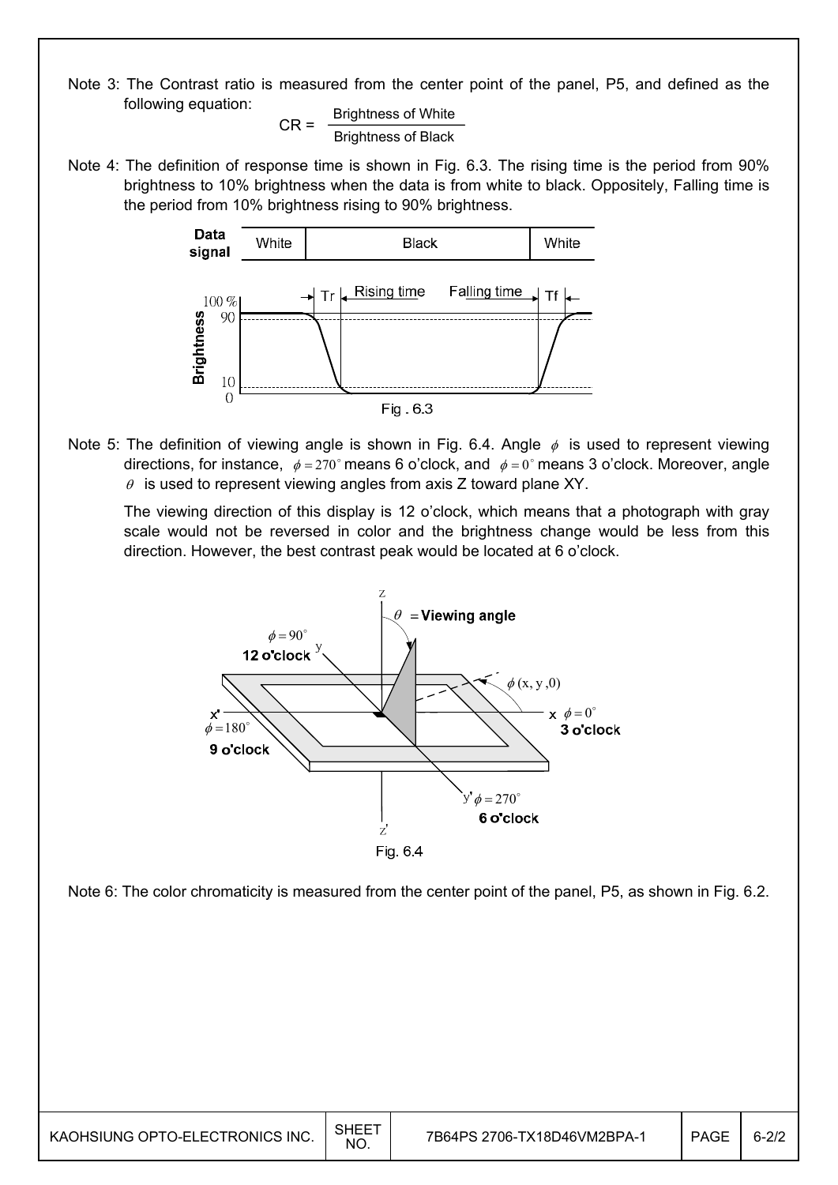Note 3: The Contrast ratio is measured from the center point of the panel, P5, and defined as the following equation:

$$CR = \frac{\text{Brightness of White}}{\text{Brightness of Black}}$$

Note 4: The definition of response time is shown in Fig. 6.3. The rising time is the period from 90% brightness to 10% brightness when the data is from white to black. Oppositely, Falling time is the period from 10% brightness rising to 90% brightness.

Fig . 6.3

Note 5: The definition of viewing angle is shown in Fig. 6.4. Angle $\phi$ is used to represent viewing directions, for instance, $\phi = 270^\circ$ means 6 o'clock, and $\phi = 0^\circ$ means 3 o'clock. Moreover, angle $\theta$ is used to represent viewing angles from axis Z toward plane XY.

The viewing direction of this display is 12 o'clock, which means that a photograph with gray scale would not be reversed in color and the brightness change would be less from this direction. However, the best contrast peak would be located at 6 o'clock.

Fig. 6.4

Note 6: The color chromaticity is measured from the center point of the panel, P5, as shown in Fig. 6.2.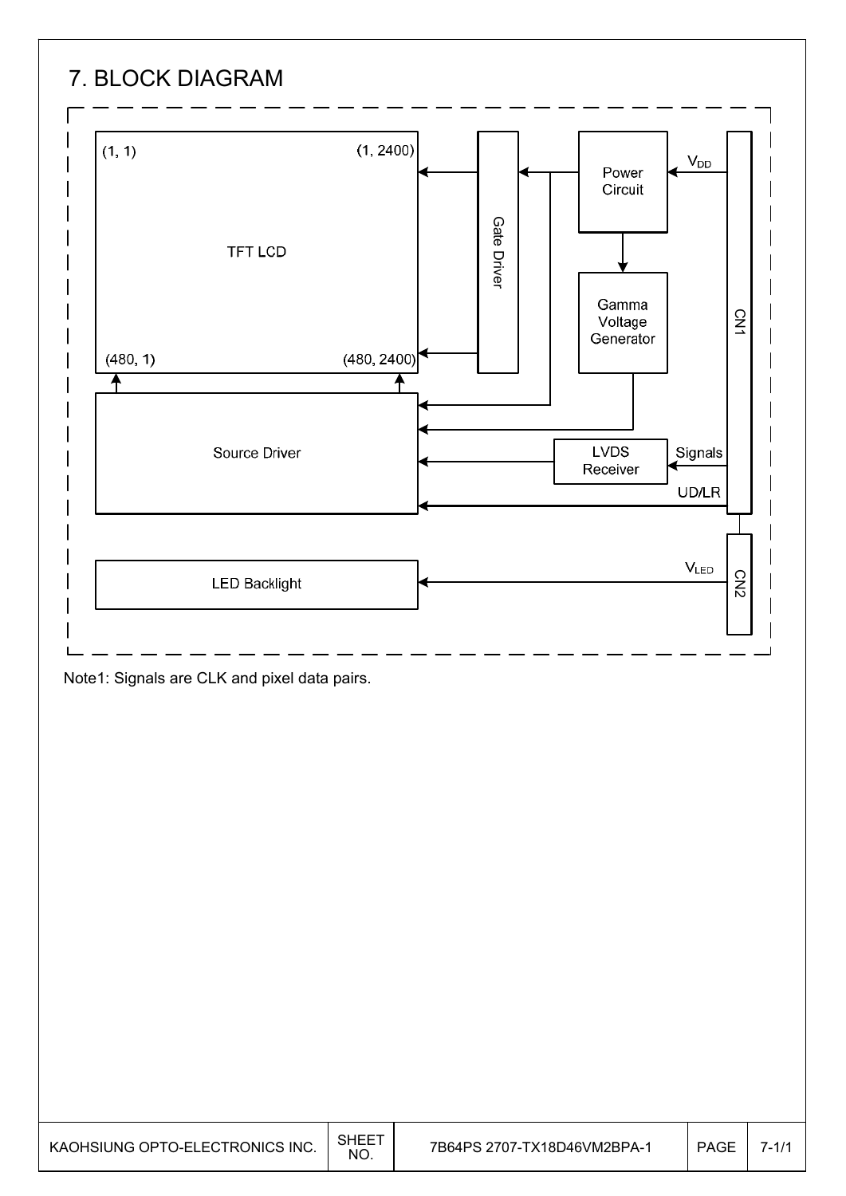# 7. BLOCK DIAGRAM

TFT LCD (1, 1) (1, 2400) (480, 1) (480, 2400)

Gate Driver

Power Circuit

$V_{DD}$

Gamma Voltage Generator

CN1

Source Driver

LVDS Receiver

Signals

UD/LR

LED Backlight

$V_{LED}$

CN2

Note1: Signals are CLK and pixel data pairs.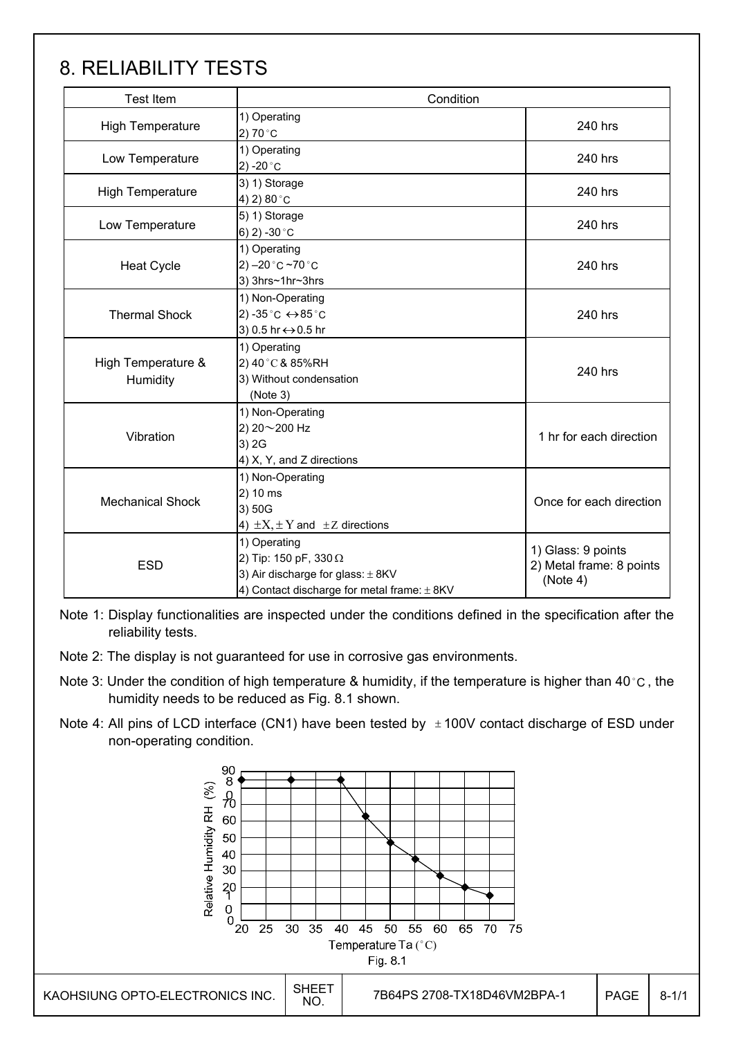# 8. RELIABILITY TESTS

| Test Item | Condition | |
|---|---|---|
| High Temperature | 1) Operating<br>2) 70°C | 240 hrs |
| Low Temperature | 1) Operating<br>2) -20°C | 240 hrs |
| High Temperature | 3) 1) Storage<br>4) 2) 80°C | 240 hrs |
| Low Temperature | 5) 1) Storage<br>6) 2) -30°C | 240 hrs |
| Heat Cycle | 1) Operating<br>2) –20°C ~70°C<br>3) 3hrs~1hr~3hrs | 240 hrs |
| Thermal Shock | 1) Non-Operating<br>2) -35°C ↔85°C<br>3) 0.5 hr↔0.5 hr | 240 hrs |
| High Temperature & Humidity | 1) Operating<br>2) 40°C & 85%RH<br>3) Without condensation (Note 3) | 240 hrs |
| Vibration | 1) Non-Operating<br>2) 20～200 Hz<br>3) 2G<br>4) X, Y, and Z directions | 1 hr for each direction |
| Mechanical Shock | 1) Non-Operating<br>2) 10 ms<br>3) 50G<br>4) ±X, ±Y and ±Z directions | Once for each direction |
| ESD | 1) Operating<br>2) Tip: 150 pF, 330Ω<br>3) Air discharge for glass: ± 8KV<br>4) Contact discharge for metal frame: ± 8KV | 1) Glass: 9 points<br>2) Metal frame: 8 points (Note 4) |

Note 1: Display functionalities are inspected under the conditions defined in the specification after the reliability tests.

Note 2: The display is not guaranteed for use in corrosive gas environments.

Note 3: Under the condition of high temperature & humidity, if the temperature is higher than 40°C, the humidity needs to be reduced as Fig. 8.1 shown.

Note 4: All pins of LCD interface (CN1) have been tested by ±100V contact discharge of ESD under non-operating condition.

Fig. 8.1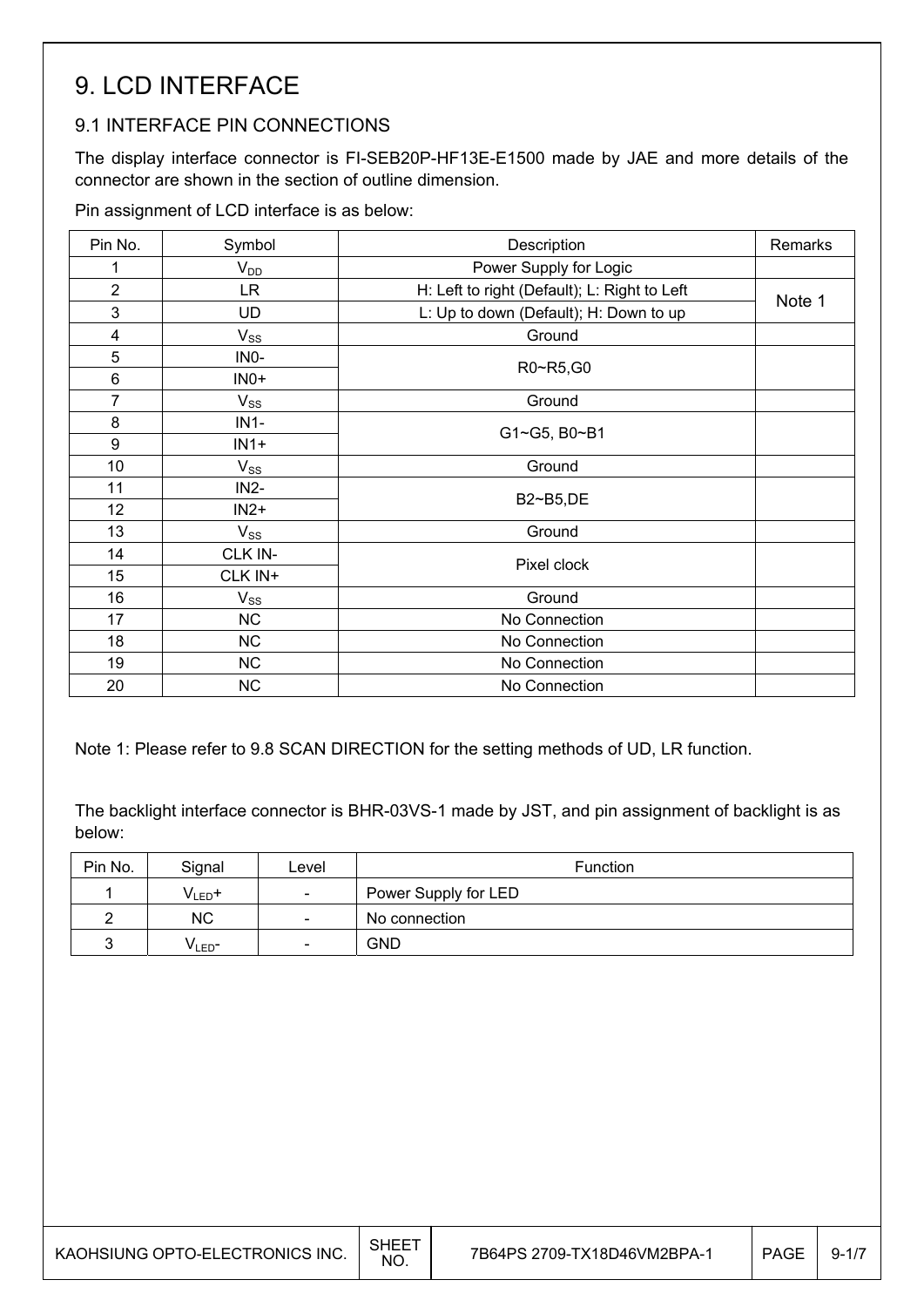# 9. LCD INTERFACE

## 9.1 INTERFACE PIN CONNECTIONS

The display interface connector is FI-SEB20P-HF13E-E1500 made by JAE and more details of the connector are shown in the section of outline dimension.

Pin assignment of LCD interface is as below:

| Pin No. | Symbol | Description | Remarks |
|---|---|---|---|
| 1 | $V_{DD}$ | Power Supply for Logic | |
| 2 | LR | H: Left to right (Default); L: Right to Left | Note 1 |
| 3 | UD | L: Up to down (Default); H: Down to up | |
| 4 | $V_{SS}$ | Ground | |
| 5 | IN0- | R0~R5,G0 | |
| 6 | IN0+ | | |
| 7 | $V_{SS}$ | Ground | |
| 8 | IN1- | G1~G5, B0~B1 | |
| 9 | IN1+ | | |
| 10 | $V_{SS}$ | Ground | |
| 11 | IN2- | B2~B5,DE | |
| 12 | IN2+ | | |
| 13 | $V_{SS}$ | Ground | |
| 14 | CLK IN- | Pixel clock | |
| 15 | CLK IN+ | | |
| 16 | $V_{SS}$ | Ground | |
| 17 | NC | No Connection | |
| 18 | NC | No Connection | |
| 19 | NC | No Connection | |
| 20 | NC | No Connection | |

Note 1: Please refer to 9.8 SCAN DIRECTION for the setting methods of UD, LR function.

The backlight interface connector is BHR-03VS-1 made by JST, and pin assignment of backlight is as below:

| Pin No. | Signal | Level | Function |
|---|---|---|---|
| 1 | $V_{LED}$+ | - | Power Supply for LED |
| 2 | NC | - | No connection |
| 3 | $V_{LED}$- | - | GND |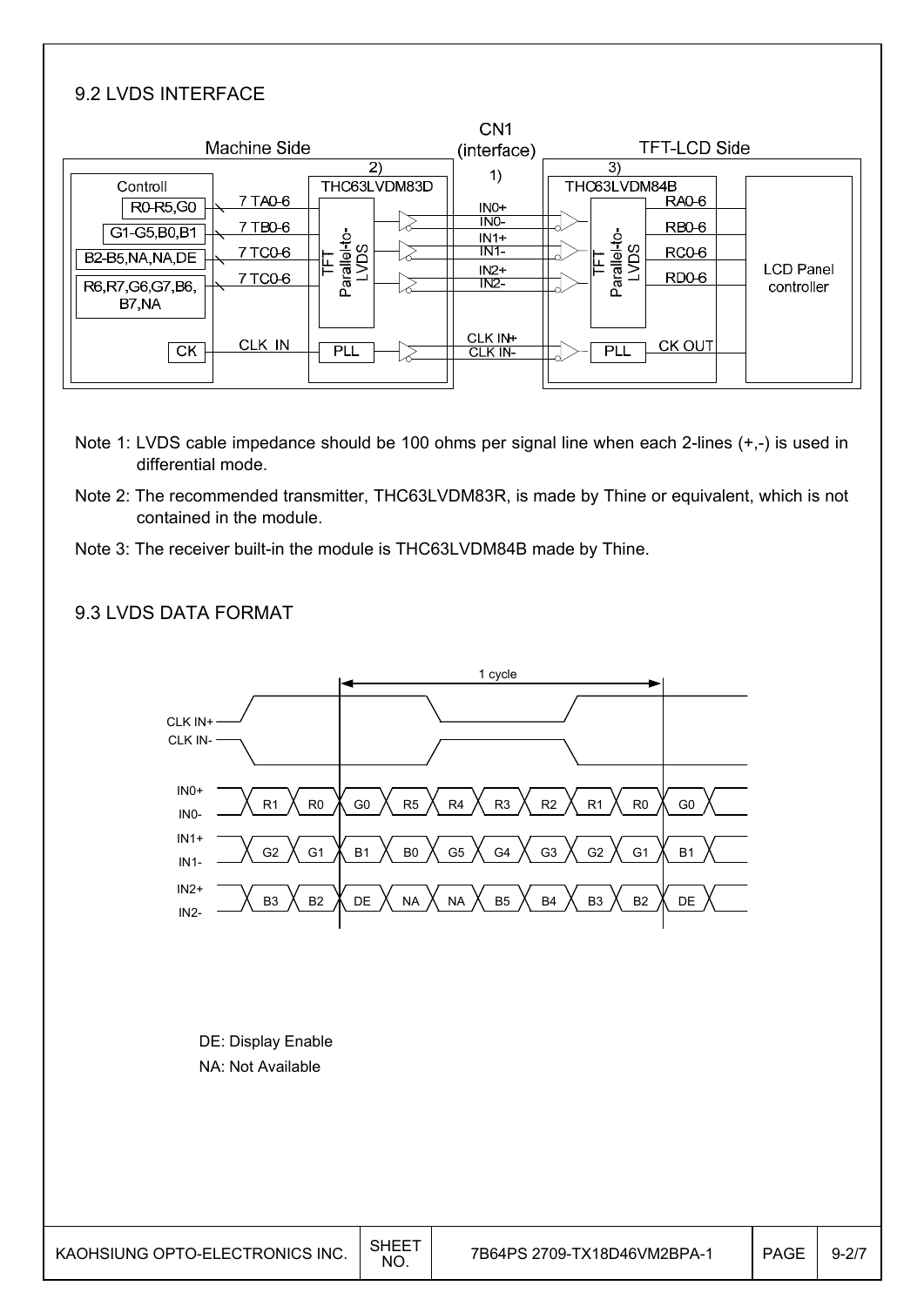## 9.2 LVDS INTERFACE

Machine Side | CN1 (interface) | TFT-LCD Side

Controll: R0-R5,G0 — 7 TA0-6; G1-G5,B0,B1 — 7 TB0-6; B2-B5,NA,NA,DE — 7 TC0-6; R6,R7,G6,G7,B6,B7,NA — 7 TC0-6; CK — CLK IN

2) THC63LVDM83D (TFT Parallel-to-LVDS, PLL)

1) IN0+, IN0-, IN1+, IN1-, IN2+, IN2-, CLK IN+, CLK IN-

3) THC63LVDM84B (TFT Parallel-to-LVDS, PLL): RA0-6, RB0-6, RC0-6, RD0-6, CK OUT — LCD Panel controller

Note 1: LVDS cable impedance should be 100 ohms per signal line when each 2-lines (+,-) is used in differential mode.

Note 2: The recommended transmitter, THC63LVDM83R, is made by Thine or equivalent, which is not contained in the module.

Note 3: The receiver built-in the module is THC63LVDM84B made by Thine.

## 9.3 LVDS DATA FORMAT

1 cycle

| Signal | | | | | | | | | | |
|---|---|---|---|---|---|---|---|---|---|---|
| CLK IN+ / CLK IN- | | | | | | | | | | |
| IN0+ / IN0- | R1 | R0 | G0 | R5 | R4 | R3 | R2 | R1 | R0 | G0 |
| IN1+ / IN1- | G2 | G1 | B1 | B0 | G5 | G4 | G3 | G2 | G1 | B1 |
| IN2+ / IN2- | B3 | B2 | DE | NA | NA | B5 | B4 | B3 | B2 | DE |

DE: Display Enable

NA: Not Available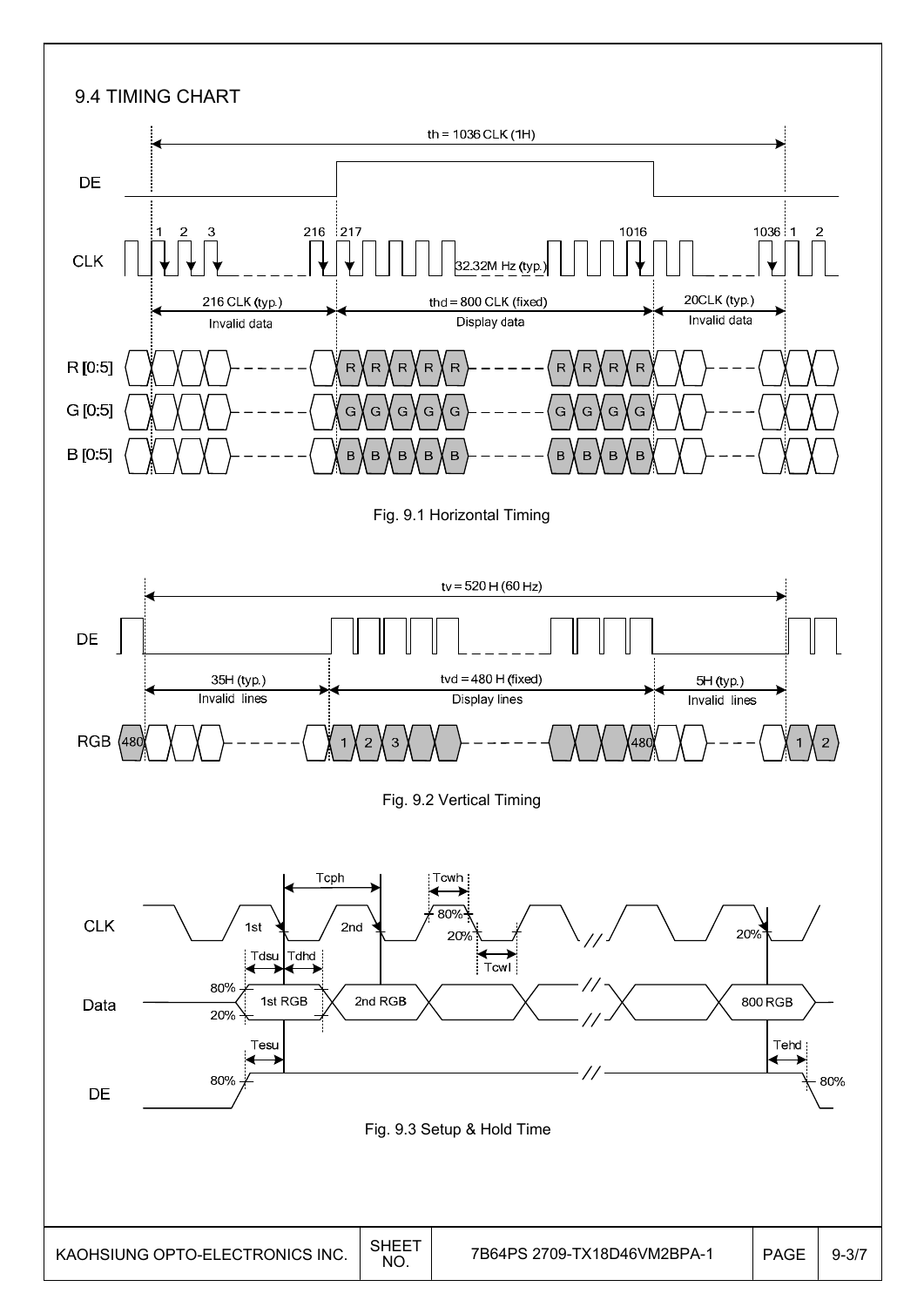## 9.4 TIMING CHART

th = 1036 CLK (1H)

DE

CLK: 1, 2, 3, 216, 217, 32.32M Hz (typ.), 1016, 1036, 1, 2

216 CLK (typ.) Invalid data | thd = 800 CLK (fixed) Display data | 20CLK (typ.) Invalid data

R [0:5]
G [0:5]
B [0:5]

Fig. 9.1 Horizontal Timing

tv = 520 H (60 Hz)

DE

35H (typ.) Invalid lines | tvd = 480 H (fixed) Display lines | 5H (typ.) Invalid lines

RGB: 480, 1, 2, 3, 480, 1, 2

Fig. 9.2 Vertical Timing

CLK: 1st, 2nd, Tcph, Tcwh, 80%, 20%, Tcwl, 20%

Data: 80%, 20%, Tdsu, Tdhd, 1st RGB, 2nd RGB, 800 RGB

DE: Tesu, 80%, Tehd, 80%

Fig. 9.3 Setup & Hold Time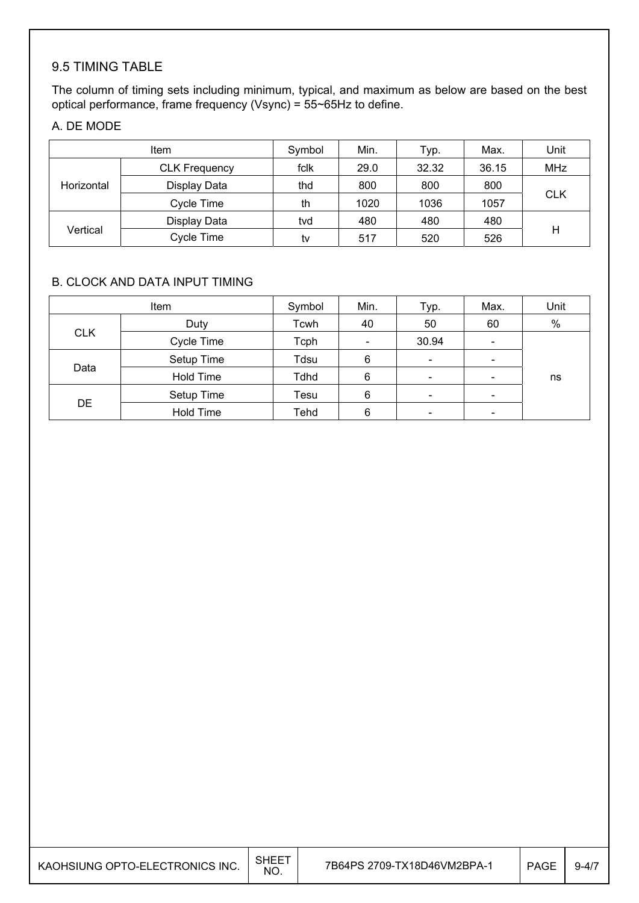## 9.5 TIMING TABLE

The column of timing sets including minimum, typical, and maximum as below are based on the best optical performance, frame frequency (Vsync) = 55~65Hz to define.

### A. DE MODE

| Item | | Symbol | Min. | Typ. | Max. | Unit |
|---|---|---|---|---|---|---|
| Horizontal | CLK Frequency | fclk | 29.0 | 32.32 | 36.15 | MHz |
| | Display Data | thd | 800 | 800 | 800 | CLK |
| | Cycle Time | th | 1020 | 1036 | 1057 | |
| Vertical | Display Data | tvd | 480 | 480 | 480 | H |
| | Cycle Time | tv | 517 | 520 | 526 | |

### B. CLOCK AND DATA INPUT TIMING

| Item | | Symbol | Min. | Typ. | Max. | Unit |
|---|---|---|---|---|---|---|
| CLK | Duty | Tcwh | 40 | 50 | 60 | % |
| | Cycle Time | Tcph | - | 30.94 | - | ns |
| Data | Setup Time | Tdsu | 6 | - | - | |
| | Hold Time | Tdhd | 6 | - | - | |
| DE | Setup Time | Tesu | 6 | - | - | |
| | Hold Time | Tehd | 6 | - | - | |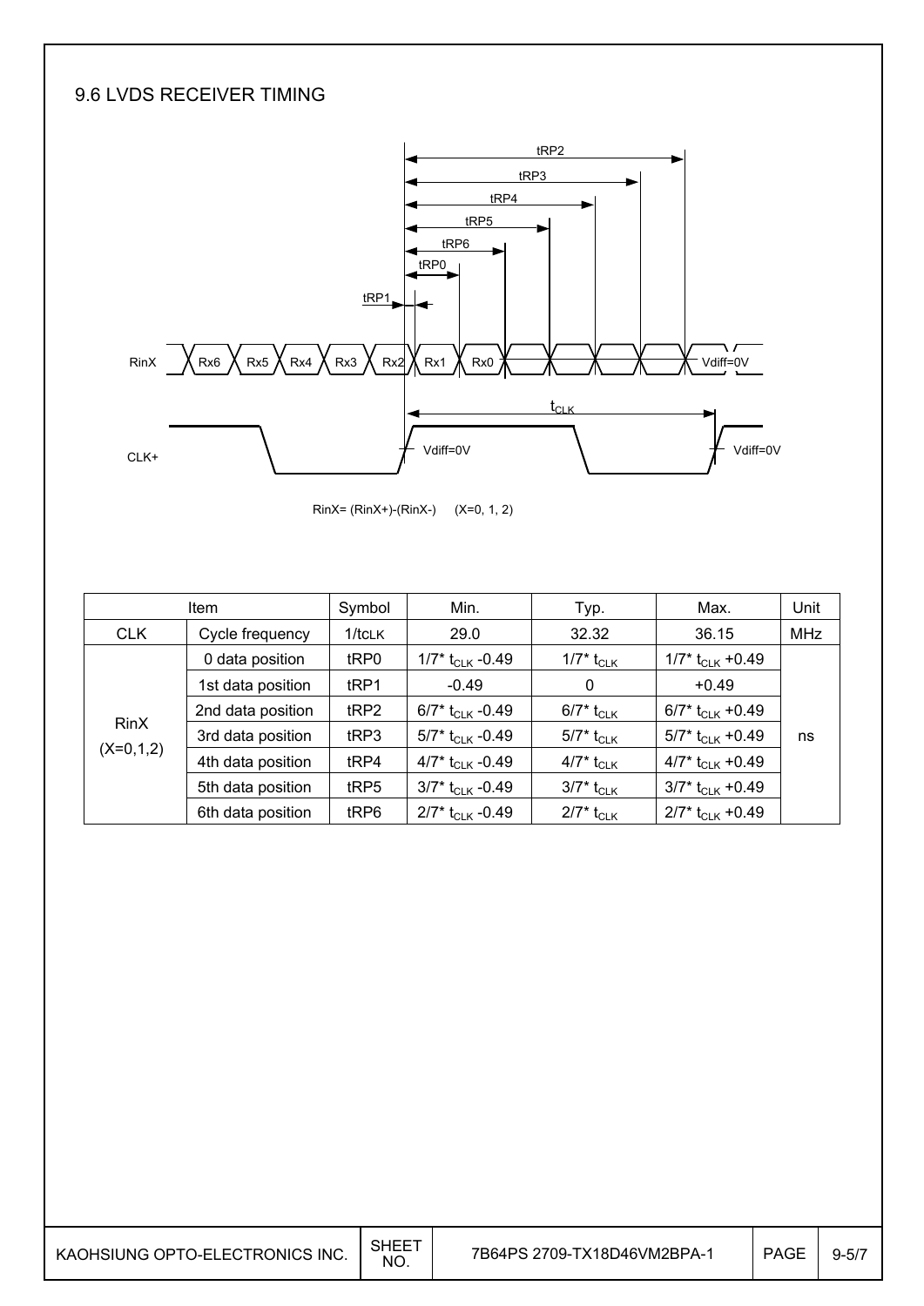## 9.6 LVDS RECEIVER TIMING

RinX= (RinX+)-(RinX-)     (X=0, 1, 2)

| Item | | Symbol | Min. | Typ. | Max. | Unit |
|---|---|---|---|---|---|---|
| CLK | Cycle frequency | $1/t_{CLK}$ | 29.0 | 32.32 | 36.15 | MHz |
| RinX (X=0,1,2) | 0 data position | tRP0 | $1/7^* t_{CLK}$ -0.49 | $1/7^* t_{CLK}$ | $1/7^* t_{CLK}$ +0.49 | ns |
| | 1st data position | tRP1 | -0.49 | 0 | +0.49 | |
| | 2nd data position | tRP2 | $6/7^* t_{CLK}$ -0.49 | $6/7^* t_{CLK}$ | $6/7^* t_{CLK}$ +0.49 | |
| | 3rd data position | tRP3 | $5/7^* t_{CLK}$ -0.49 | $5/7^* t_{CLK}$ | $5/7^* t_{CLK}$ +0.49 | |
| | 4th data position | tRP4 | $4/7^* t_{CLK}$ -0.49 | $4/7^* t_{CLK}$ | $4/7^* t_{CLK}$ +0.49 | |
| | 5th data position | tRP5 | $3/7^* t_{CLK}$ -0.49 | $3/7^* t_{CLK}$ | $3/7^* t_{CLK}$ +0.49 | |
| | 6th data position | tRP6 | $2/7^* t_{CLK}$ -0.49 | $2/7^* t_{CLK}$ | $2/7^* t_{CLK}$ +0.49 | |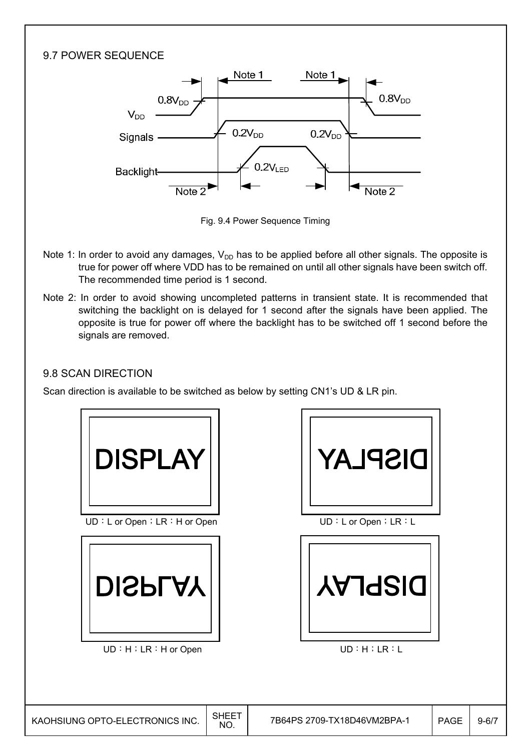## 9.7 POWER SEQUENCE

Fig. 9.4 Power Sequence Timing

Note 1: In order to avoid any damages, $V_{DD}$ has to be applied before all other signals. The opposite is true for power off where VDD has to be remained on until all other signals have been switch off. The recommended time period is 1 second.

Note 2: In order to avoid showing uncompleted patterns in transient state. It is recommended that switching the backlight on is delayed for 1 second after the signals have been applied. The opposite is true for power off where the backlight has to be switched off 1 second before the signals are removed.

## 9.8 SCAN DIRECTION

Scan direction is available to be switched as below by setting CN1's UD & LR pin.

UD：L or Open；LR：H or Open

UD：L or Open；LR：L

UD：H；LR：H or Open

UD：H；LR：L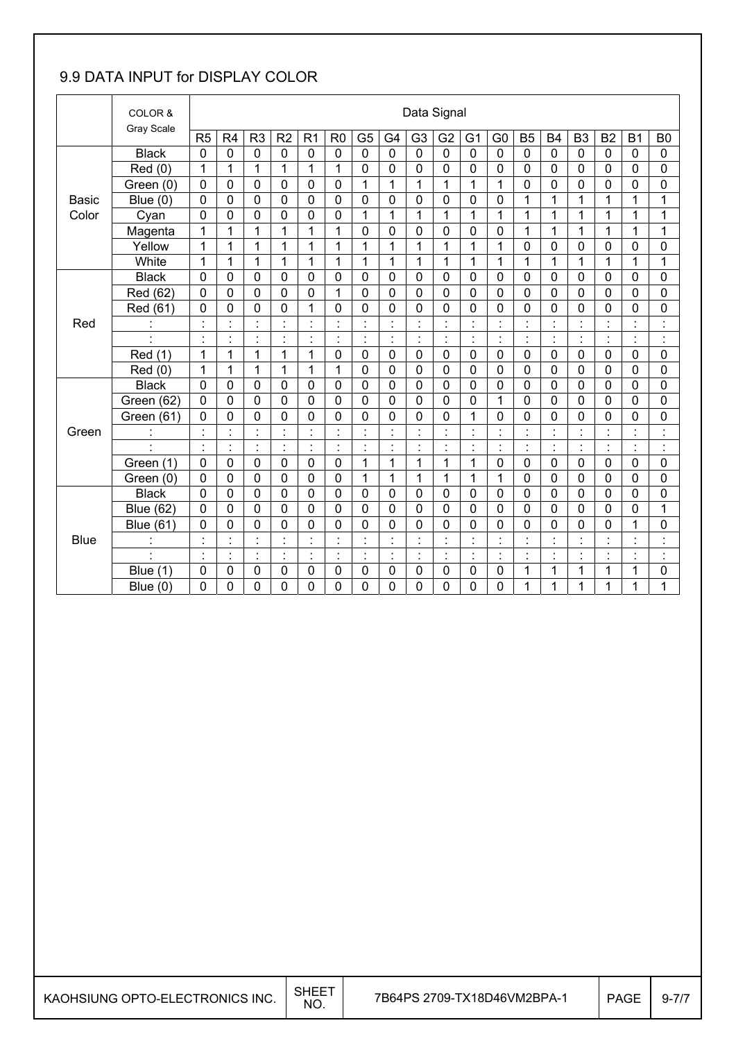## 9.9 DATA INPUT for DISPLAY COLOR

| | COLOR & Gray Scale | Data Signal | | | | | | | | | | | | | | | | | |
|---|---|---|---|---|---|---|---|---|---|---|---|---|---|---|---|---|---|---|---|
| | | R5 | R4 | R3 | R2 | R1 | R0 | G5 | G4 | G3 | G2 | G1 | G0 | B5 | B4 | B3 | B2 | B1 | B0 |
| Basic Color | Black | 0 | 0 | 0 | 0 | 0 | 0 | 0 | 0 | 0 | 0 | 0 | 0 | 0 | 0 | 0 | 0 | 0 | 0 |
| | Red (0) | 1 | 1 | 1 | 1 | 1 | 1 | 0 | 0 | 0 | 0 | 0 | 0 | 0 | 0 | 0 | 0 | 0 | 0 |
| | Green (0) | 0 | 0 | 0 | 0 | 0 | 0 | 1 | 1 | 1 | 1 | 1 | 1 | 0 | 0 | 0 | 0 | 0 | 0 |
| | Blue (0) | 0 | 0 | 0 | 0 | 0 | 0 | 0 | 0 | 0 | 0 | 0 | 0 | 1 | 1 | 1 | 1 | 1 | 1 |
| | Cyan | 0 | 0 | 0 | 0 | 0 | 0 | 1 | 1 | 1 | 1 | 1 | 1 | 1 | 1 | 1 | 1 | 1 | 1 |
| | Magenta | 1 | 1 | 1 | 1 | 1 | 1 | 0 | 0 | 0 | 0 | 0 | 0 | 1 | 1 | 1 | 1 | 1 | 1 |
| | Yellow | 1 | 1 | 1 | 1 | 1 | 1 | 1 | 1 | 1 | 1 | 1 | 1 | 0 | 0 | 0 | 0 | 0 | 0 |
| | White | 1 | 1 | 1 | 1 | 1 | 1 | 1 | 1 | 1 | 1 | 1 | 1 | 1 | 1 | 1 | 1 | 1 | 1 |
| Red | Black | 0 | 0 | 0 | 0 | 0 | 0 | 0 | 0 | 0 | 0 | 0 | 0 | 0 | 0 | 0 | 0 | 0 | 0 |
| | Red (62) | 0 | 0 | 0 | 0 | 0 | 1 | 0 | 0 | 0 | 0 | 0 | 0 | 0 | 0 | 0 | 0 | 0 | 0 |
| | Red (61) | 0 | 0 | 0 | 0 | 1 | 0 | 0 | 0 | 0 | 0 | 0 | 0 | 0 | 0 | 0 | 0 | 0 | 0 |
| | : | : | : | : | : | : | : | : | : | : | : | : | : | : | : | : | : | : | : |
| | : | : | : | : | : | : | : | : | : | : | : | : | : | : | : | : | : | : | : |
| | Red (1) | 1 | 1 | 1 | 1 | 1 | 0 | 0 | 0 | 0 | 0 | 0 | 0 | 0 | 0 | 0 | 0 | 0 | 0 |
| | Red (0) | 1 | 1 | 1 | 1 | 1 | 1 | 0 | 0 | 0 | 0 | 0 | 0 | 0 | 0 | 0 | 0 | 0 | 0 |
| Green | Black | 0 | 0 | 0 | 0 | 0 | 0 | 0 | 0 | 0 | 0 | 0 | 0 | 0 | 0 | 0 | 0 | 0 | 0 |
| | Green (62) | 0 | 0 | 0 | 0 | 0 | 0 | 0 | 0 | 0 | 0 | 0 | 1 | 0 | 0 | 0 | 0 | 0 | 0 |
| | Green (61) | 0 | 0 | 0 | 0 | 0 | 0 | 0 | 0 | 0 | 0 | 1 | 0 | 0 | 0 | 0 | 0 | 0 | 0 |
| | : | : | : | : | : | : | : | : | : | : | : | : | : | : | : | : | : | : | : |
| | : | : | : | : | : | : | : | : | : | : | : | : | : | : | : | : | : | : | : |
| | Green (1) | 0 | 0 | 0 | 0 | 0 | 0 | 1 | 1 | 1 | 1 | 1 | 0 | 0 | 0 | 0 | 0 | 0 | 0 |
| | Green (0) | 0 | 0 | 0 | 0 | 0 | 0 | 1 | 1 | 1 | 1 | 1 | 1 | 0 | 0 | 0 | 0 | 0 | 0 |
| Blue | Black | 0 | 0 | 0 | 0 | 0 | 0 | 0 | 0 | 0 | 0 | 0 | 0 | 0 | 0 | 0 | 0 | 0 | 0 |
| | Blue (62) | 0 | 0 | 0 | 0 | 0 | 0 | 0 | 0 | 0 | 0 | 0 | 0 | 0 | 0 | 0 | 0 | 0 | 1 |
| | Blue (61) | 0 | 0 | 0 | 0 | 0 | 0 | 0 | 0 | 0 | 0 | 0 | 0 | 0 | 0 | 0 | 0 | 1 | 0 |
| | : | : | : | : | : | : | : | : | : | : | : | : | : | : | : | : | : | : | : |
| | : | : | : | : | : | : | : | : | : | : | : | : | : | : | : | : | : | : | : |
| | Blue (1) | 0 | 0 | 0 | 0 | 0 | 0 | 0 | 0 | 0 | 0 | 0 | 0 | 1 | 1 | 1 | 1 | 1 | 0 |
| | Blue (0) | 0 | 0 | 0 | 0 | 0 | 0 | 0 | 0 | 0 | 0 | 0 | 0 | 1 | 1 | 1 | 1 | 1 | 1 |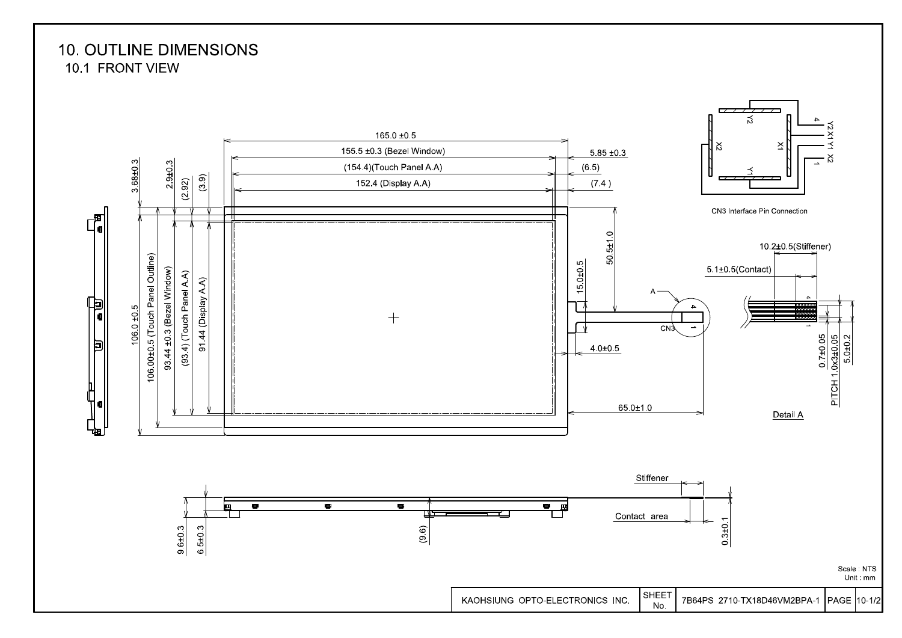# 10. OUTLINE DIMENSIONS

## 10.1 FRONT VIEW

165.0 ±0.5

155.5 ±0.3 (Bezel Window)

(154.4)(Touch Panel A.A)

152.4 (Display A.A)

5.85 ±0.3

(6.5)

(7.4 )

3.68±0.3

2.9±0.3

(2.92)

(3.9)

106.0 ±0.5

106.00±0.5 (Touch Panel Outline)

93.44 ±0.3 (Bezel Window)

(93.4) (Touch Panel A.A)

91.44 (Display A.A)

50.5±1.0

15.0±0.5

4.0±0.5

65.0±1.0

A

CN3

4

1

CN3 Interface Pin Connection

Y2 X1 Y1 X2

10.2±0.5(Stiffener)

5.1±0.5(Contact)

0.7±0.05

PITCH 1.0x3±0.05

5.0±0.2

Detail A

Stiffener

Contact area

9.6±0.3

6.5±0.3

(9.6)

0.3±0.1

Scale : NTS
Unit : mm

| KAOHSIUNG OPTO-ELECTRONICS INC. | SHEET No. | 7B64PS 2710-TX18D46VM2BPA-1 | PAGE | 10-1/2 |
|---|---|---|---|---|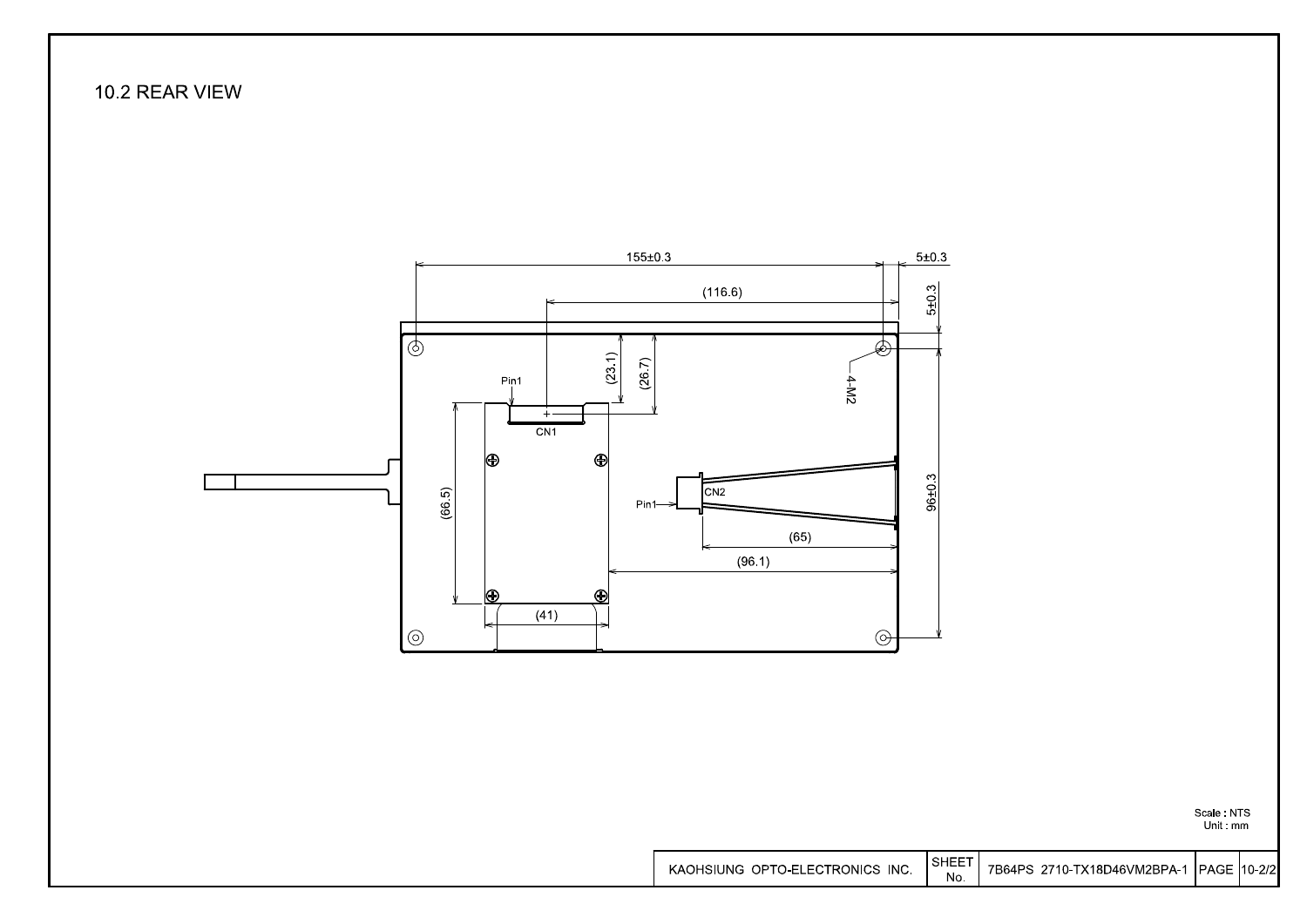## 10.2 REAR VIEW

155±0.3

5±0.3

(116.6)

5±0.3

(23.1)

(26.7)

Pin1

CN1

4-M2

(66.5)

CN2

Pin1

96±0.3

(65)

(96.1)

(41)

Scale : NTS
Unit : mm

| KAOHSIUNG OPTO-ELECTRONICS INC. | SHEET No. | 7B64PS 2710-TX18D46VM2BPA-1 | PAGE | 10-2/2 |
| --- | --- | --- | --- | --- |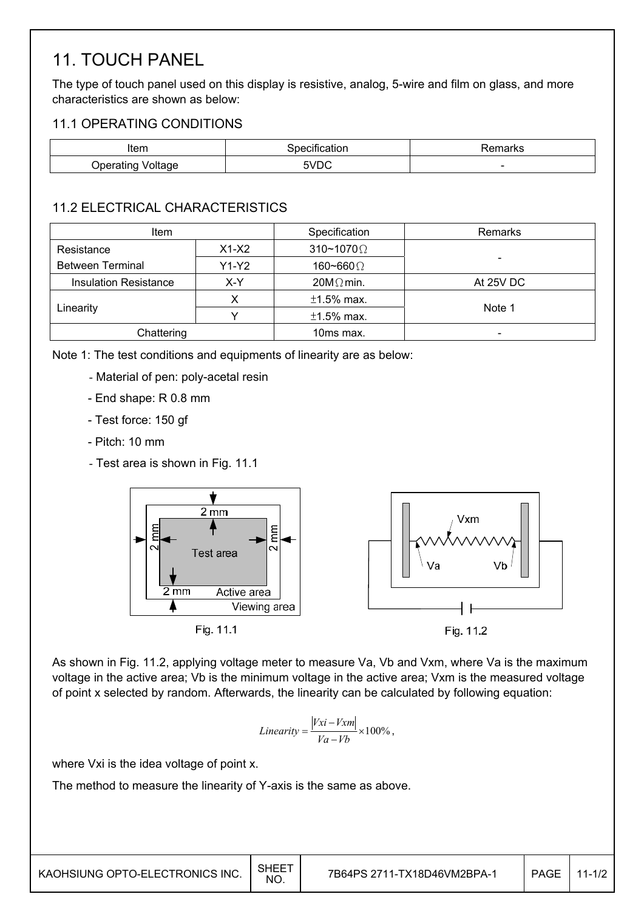# 11. TOUCH PANEL

The type of touch panel used on this display is resistive, analog, 5-wire and film on glass, and more characteristics are shown as below:

## 11.1 OPERATING CONDITIONS

| Item | Specification | Remarks |
|---|---|---|
| Operating Voltage | 5VDC | - |

## 11.2 ELECTRICAL CHARACTERISTICS

| Item | | Specification | Remarks |
|---|---|---|---|
| Resistance Between Terminal | X1-X2 | 310~1070Ω | - |
| | Y1-Y2 | 160~660Ω | |
| Insulation Resistance | X-Y | 20MΩ min. | At 25V DC |
| Linearity | X | ±1.5% max. | Note 1 |
| | Y | ±1.5% max. | |
| Chattering | | 10ms max. | - |

Note 1: The test conditions and equipments of linearity are as below:

- Material of pen: poly-acetal resin
- End shape: R 0.8 mm
- Test force: 150 gf
- Pitch: 10 mm
- Test area is shown in Fig. 11.1

Fig. 11.1

Fig. 11.2

As shown in Fig. 11.2, applying voltage meter to measure Va, Vb and Vxm, where Va is the maximum voltage in the active area; Vb is the minimum voltage in the active area; Vxm is the measured voltage of point x selected by random. Afterwards, the linearity can be calculated by following equation:

$$Linearity = \frac{|Vxi - Vxm|}{Va - Vb} \times 100\%,$$

where Vxi is the idea voltage of point x.

The method to measure the linearity of Y-axis is the same as above.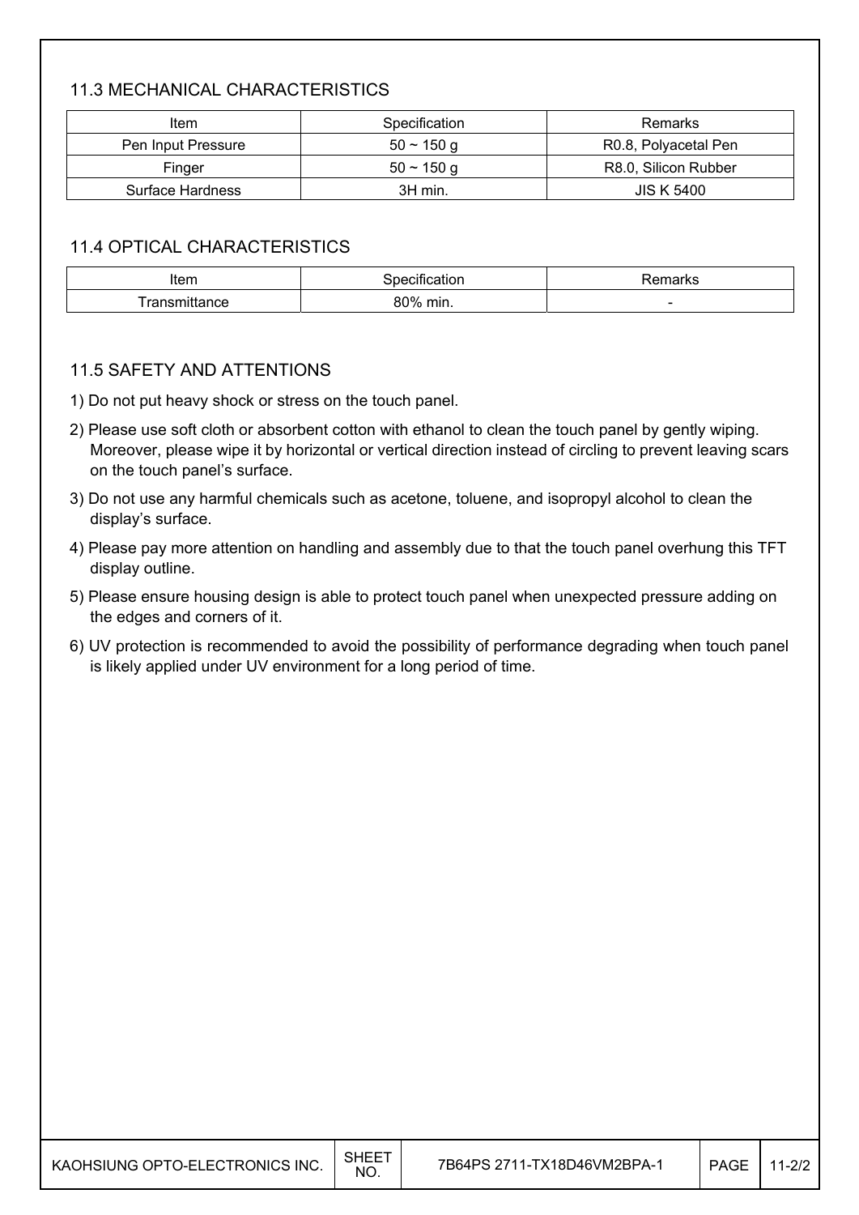### 11.3 MECHANICAL CHARACTERISTICS

| Item | Specification | Remarks |
|---|---|---|
| Pen Input Pressure | 50 ~ 150 g | R0.8, Polyacetal Pen |
| Finger | 50 ~ 150 g | R8.0, Silicon Rubber |
| Surface Hardness | 3H min. | JIS K 5400 |

### 11.4 OPTICAL CHARACTERISTICS

| Item | Specification | Remarks |
|---|---|---|
| Transmittance | 80% min. | - |

### 11.5 SAFETY AND ATTENTIONS

1) Do not put heavy shock or stress on the touch panel.
2) Please use soft cloth or absorbent cotton with ethanol to clean the touch panel by gently wiping. Moreover, please wipe it by horizontal or vertical direction instead of circling to prevent leaving scars on the touch panel's surface.
3) Do not use any harmful chemicals such as acetone, toluene, and isopropyl alcohol to clean the display's surface.
4) Please pay more attention on handling and assembly due to that the touch panel overhung this TFT display outline.
5) Please ensure housing design is able to protect touch panel when unexpected pressure adding on the edges and corners of it.
6) UV protection is recommended to avoid the possibility of performance degrading when touch panel is likely applied under UV environment for a long period of time.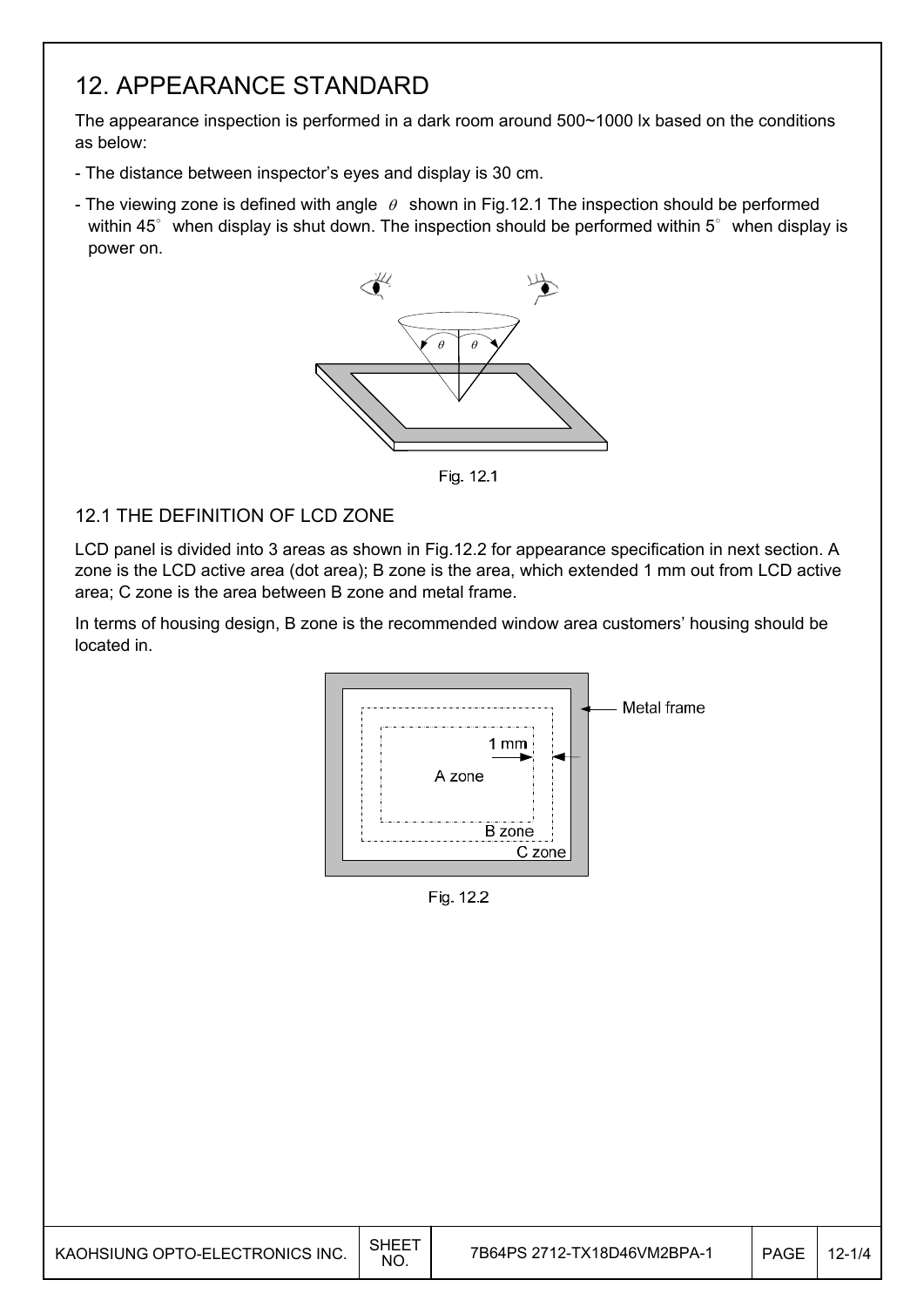# 12. APPEARANCE STANDARD

The appearance inspection is performed in a dark room around 500~1000 lx based on the conditions as below:

- The distance between inspector's eyes and display is 30 cm.
- The viewing zone is defined with angle $\theta$ shown in Fig.12.1 The inspection should be performed within 45° when display is shut down. The inspection should be performed within 5° when display is power on.

Fig. 12.1

## 12.1 THE DEFINITION OF LCD ZONE

LCD panel is divided into 3 areas as shown in Fig.12.2 for appearance specification in next section. A zone is the LCD active area (dot area); B zone is the area, which extended 1 mm out from LCD active area; C zone is the area between B zone and metal frame.

In terms of housing design, B zone is the recommended window area customers' housing should be located in.

Fig. 12.2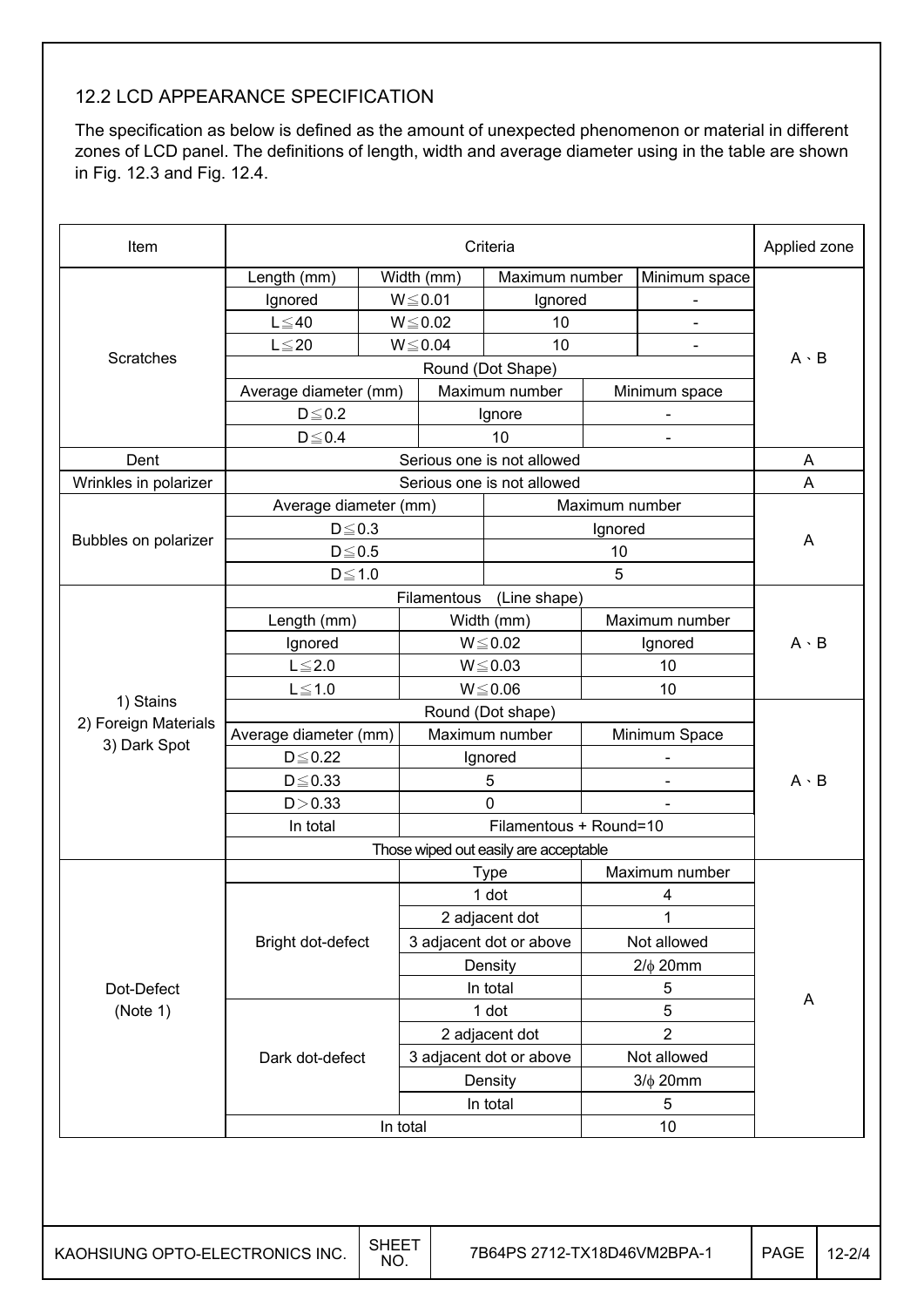## 12.2 LCD APPEARANCE SPECIFICATION

The specification as below is defined as the amount of unexpected phenomenon or material in different zones of LCD panel. The definitions of length, width and average diameter using in the table are shown in Fig. 12.3 and Fig. 12.4.

| Item | Criteria | | | | Applied zone |
|---|---|---|---|---|---|
| Scratches | Length (mm) | Width (mm) | Maximum number | Minimum space | A、B |
| | Ignored | W≦0.01 | Ignored | - | |
| | L≦40 | W≦0.02 | 10 | - | |
| | L≦20 | W≦0.04 | 10 | - | |
| | Round (Dot Shape) | | | | |
| | Average diameter (mm) | | Maximum number | Minimum space | |
| | D≦0.2 | | Ignore | - | |
| | D≦0.4 | | 10 | - | |
| Dent | Serious one is not allowed | | | | A |
| Wrinkles in polarizer | Serious one is not allowed | | | | A |
| Bubbles on polarizer | Average diameter (mm) | | Maximum number | | A |
| | D≦0.3 | | Ignored | | |
| | D≦0.5 | | 10 | | |
| | D≦1.0 | | 5 | | |
| 1) Stains 2) Foreign Materials 3) Dark Spot | Filamentous (Line shape) | | | | A、B |
| | Length (mm) | Width (mm) | Maximum number | | |
| | Ignored | W≦0.02 | Ignored | | |
| | L≦2.0 | W≦0.03 | 10 | | |
| | L≦1.0 | W≦0.06 | 10 | | |
| | Round (Dot shape) | | | | A、B |
| | Average diameter (mm) | Maximum number | Minimum Space | | |
| | D≦0.22 | Ignored | - | | |
| | D≦0.33 | 5 | - | | |
| | D＞0.33 | 0 | - | | |
| | In total | Filamentous + Round=10 | | | |
| | Those wiped out easily are acceptable | | | | |
| Dot-Defect (Note 1) | | Type | Maximum number | | A |
| | Bright dot-defect | 1 dot | 4 | | |
| | | 2 adjacent dot | 1 | | |
| | | 3 adjacent dot or above | Not allowed | | |
| | | Density | 2/ϕ 20mm | | |
| | | In total | 5 | | |
| | Dark dot-defect | 1 dot | 5 | | |
| | | 2 adjacent dot | 2 | | |
| | | 3 adjacent dot or above | Not allowed | | |
| | | Density | 3/ϕ 20mm | | |
| | | In total | 5 | | |
| | In total | | 10 | | |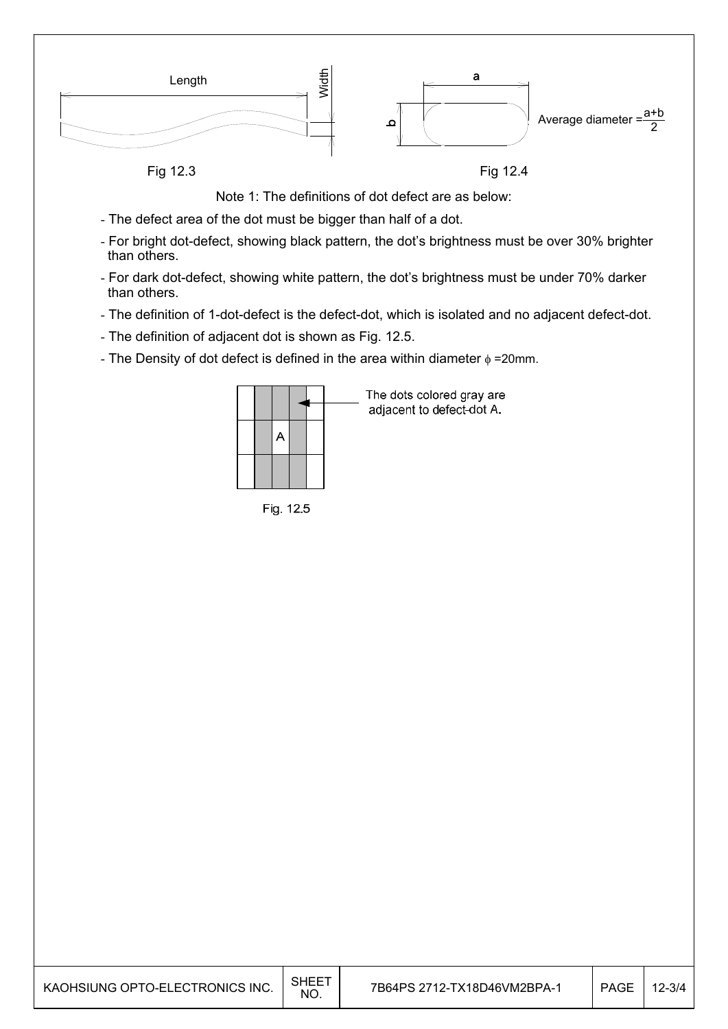Length

Width

Fig 12.3

a

b

Average diameter = $\frac{a+b}{2}$

Fig 12.4

Note 1: The definitions of dot defect are as below:

- The defect area of the dot must be bigger than half of a dot.
- For bright dot-defect, showing black pattern, the dot's brightness must be over 30% brighter than others.
- For dark dot-defect, showing white pattern, the dot's brightness must be under 70% darker than others.
- The definition of 1-dot-defect is the defect-dot, which is isolated and no adjacent defect-dot.
- The definition of adjacent dot is shown as Fig. 12.5.
- The Density of dot defect is defined in the area within diameter $\phi$ =20mm.

The dots colored gray are adjacent to defect-dot A.

Fig. 12.5

| KAOHSIUNG OPTO-ELECTRONICS INC. | SHEET NO. | 7B64PS 2712-TX18D46VM2BPA-1 | PAGE | 12-3/4 |
|---|---|---|---|---|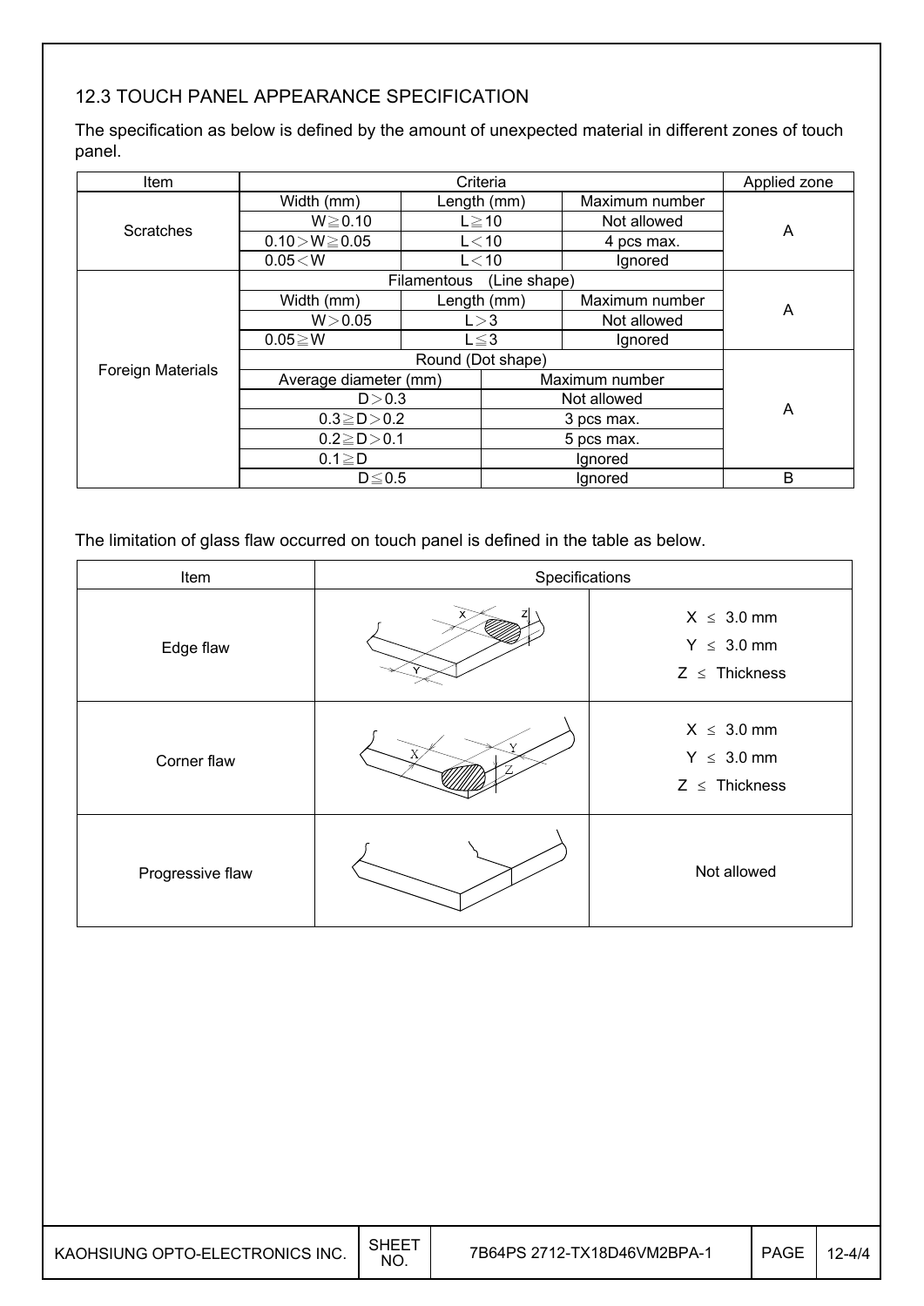## 12.3 TOUCH PANEL APPEARANCE SPECIFICATION

The specification as below is defined by the amount of unexpected material in different zones of touch panel.

| Item | Criteria | | | Applied zone |
|---|---|---|---|---|
| Scratches | Width (mm) | Length (mm) | Maximum number | A |
| | W≧0.10 | L≧10 | Not allowed | |
| | 0.10＞W≧0.05 | L＜10 | 4 pcs max. | |
| | 0.05＜W | L＜10 | Ignored | |
| Foreign Materials | Filamentous (Line shape) | | | A |
| | Width (mm) | Length (mm) | Maximum number | |
| | W＞0.05 | L＞3 | Not allowed | |
| | 0.05≧W | L≦3 | Ignored | |
| | Round (Dot shape) | | | A |
| | Average diameter (mm) | | Maximum number | |
| | D＞0.3 | | Not allowed | |
| | 0.3≧D＞0.2 | | 3 pcs max. | |
| | 0.2≧D＞0.1 | | 5 pcs max. | |
| | 0.1≧D | | Ignored | |
| | D≦0.5 | | Ignored | B |

The limitation of glass flaw occurred on touch panel is defined in the table as below.

| Item | Specifications | |
|---|---|---|
| Edge flaw | | X ≤ 3.0 mm<br>Y ≤ 3.0 mm<br>Z ≤ Thickness |
| Corner flaw | | X ≤ 3.0 mm<br>Y ≤ 3.0 mm<br>Z ≤ Thickness |
| Progressive flaw | | Not allowed |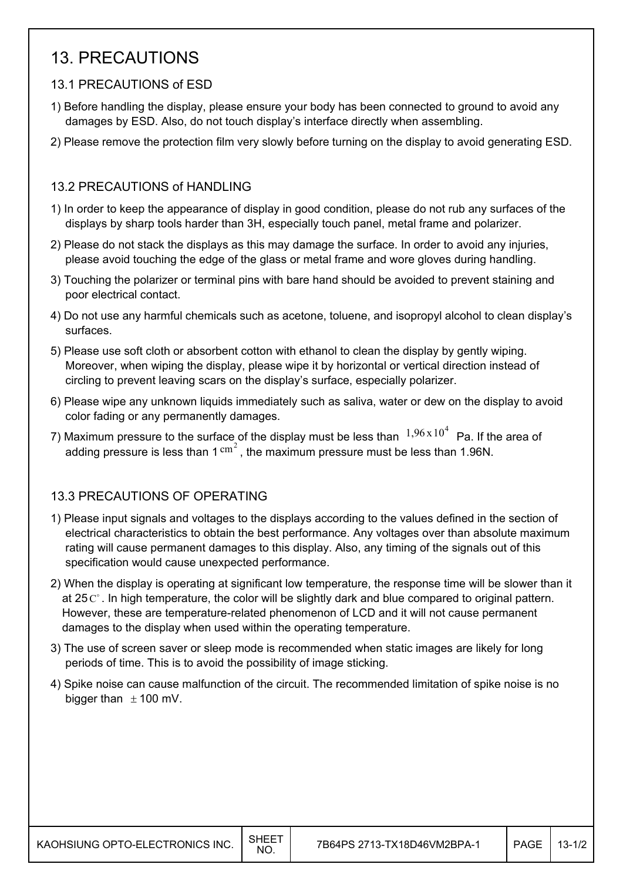# 13. PRECAUTIONS

## 13.1 PRECAUTIONS of ESD

1) Before handling the display, please ensure your body has been connected to ground to avoid any damages by ESD. Also, do not touch display's interface directly when assembling.

2) Please remove the protection film very slowly before turning on the display to avoid generating ESD.

## 13.2 PRECAUTIONS of HANDLING

1) In order to keep the appearance of display in good condition, please do not rub any surfaces of the displays by sharp tools harder than 3H, especially touch panel, metal frame and polarizer.

2) Please do not stack the displays as this may damage the surface. In order to avoid any injuries, please avoid touching the edge of the glass or metal frame and wore gloves during handling.

3) Touching the polarizer or terminal pins with bare hand should be avoided to prevent staining and poor electrical contact.

4) Do not use any harmful chemicals such as acetone, toluene, and isopropyl alcohol to clean display's surfaces.

5) Please use soft cloth or absorbent cotton with ethanol to clean the display by gently wiping. Moreover, when wiping the display, please wipe it by horizontal or vertical direction instead of circling to prevent leaving scars on the display's surface, especially polarizer.

6) Please wipe any unknown liquids immediately such as saliva, water or dew on the display to avoid color fading or any permanently damages.

7) Maximum pressure to the surface of the display must be less than $1{,}96 \times 10^4$ Pa. If the area of adding pressure is less than 1 $cm^2$, the maximum pressure must be less than 1.96N.

## 13.3 PRECAUTIONS OF OPERATING

1) Please input signals and voltages to the displays according to the values defined in the section of electrical characteristics to obtain the best performance. Any voltages over than absolute maximum rating will cause permanent damages to this display. Also, any timing of the signals out of this specification would cause unexpected performance.

2) When the display is operating at significant low temperature, the response time will be slower than it at 25$C^{\circ}$. In high temperature, the color will be slightly dark and blue compared to original pattern. However, these are temperature-related phenomenon of LCD and it will not cause permanent damages to the display when used within the operating temperature.

3) The use of screen saver or sleep mode is recommended when static images are likely for long periods of time. This is to avoid the possibility of image sticking.

4) Spike noise can cause malfunction of the circuit. The recommended limitation of spike noise is no bigger than $\pm$100 mV.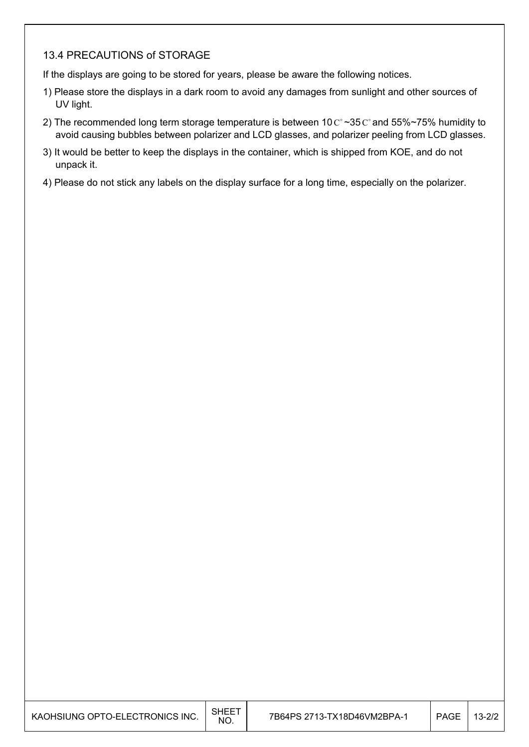### 13.4 PRECAUTIONS of STORAGE

If the displays are going to be stored for years, please be aware the following notices.

1) Please store the displays in a dark room to avoid any damages from sunlight and other sources of UV light.
2) The recommended long term storage temperature is between 10C°~35C° and 55%~75% humidity to avoid causing bubbles between polarizer and LCD glasses, and polarizer peeling from LCD glasses.
3) It would be better to keep the displays in the container, which is shipped from KOE, and do not unpack it.
4) Please do not stick any labels on the display surface for a long time, especially on the polarizer.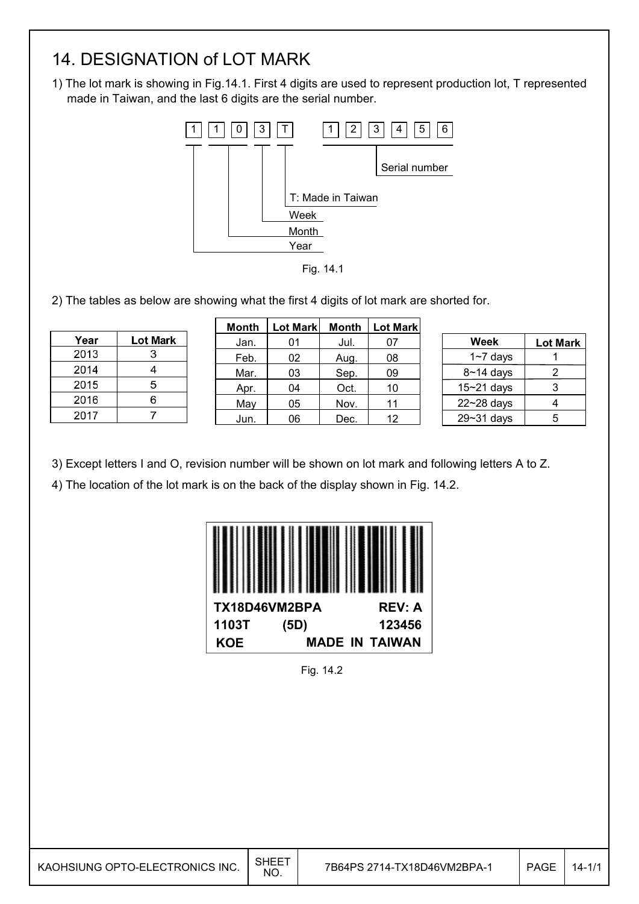# 14. DESIGNATION of LOT MARK

1) The lot mark is showing in Fig.14.1. First 4 digits are used to represent production lot, T represented made in Taiwan, and the last 6 digits are the serial number.

1 1 0 3 T 1 2 3 4 5 6

Serial number

T: Made in Taiwan

Week

Month

Year

Fig. 14.1

2) The tables as below are showing what the first 4 digits of lot mark are shorted for.

| Year | Lot Mark |
|---|---|
| 2013 | 3 |
| 2014 | 4 |
| 2015 | 5 |
| 2016 | 6 |
| 2017 | 7 |

| Month | Lot Mark | Month | Lot Mark |
|---|---|---|---|
| Jan. | 01 | Jul. | 07 |
| Feb. | 02 | Aug. | 08 |
| Mar. | 03 | Sep. | 09 |
| Apr. | 04 | Oct. | 10 |
| May | 05 | Nov. | 11 |
| Jun. | 06 | Dec. | 12 |

| Week | Lot Mark |
|---|---|
| 1~7 days | 1 |
| 8~14 days | 2 |
| 15~21 days | 3 |
| 22~28 days | 4 |
| 29~31 days | 5 |

3) Except letters I and O, revision number will be shown on lot mark and following letters A to Z.

4) The location of the lot mark is on the back of the display shown in Fig. 14.2.

TX18D46VM2BPA REV: A

1103T (5D) 123456

KOE MADE IN TAIWAN

Fig. 14.2